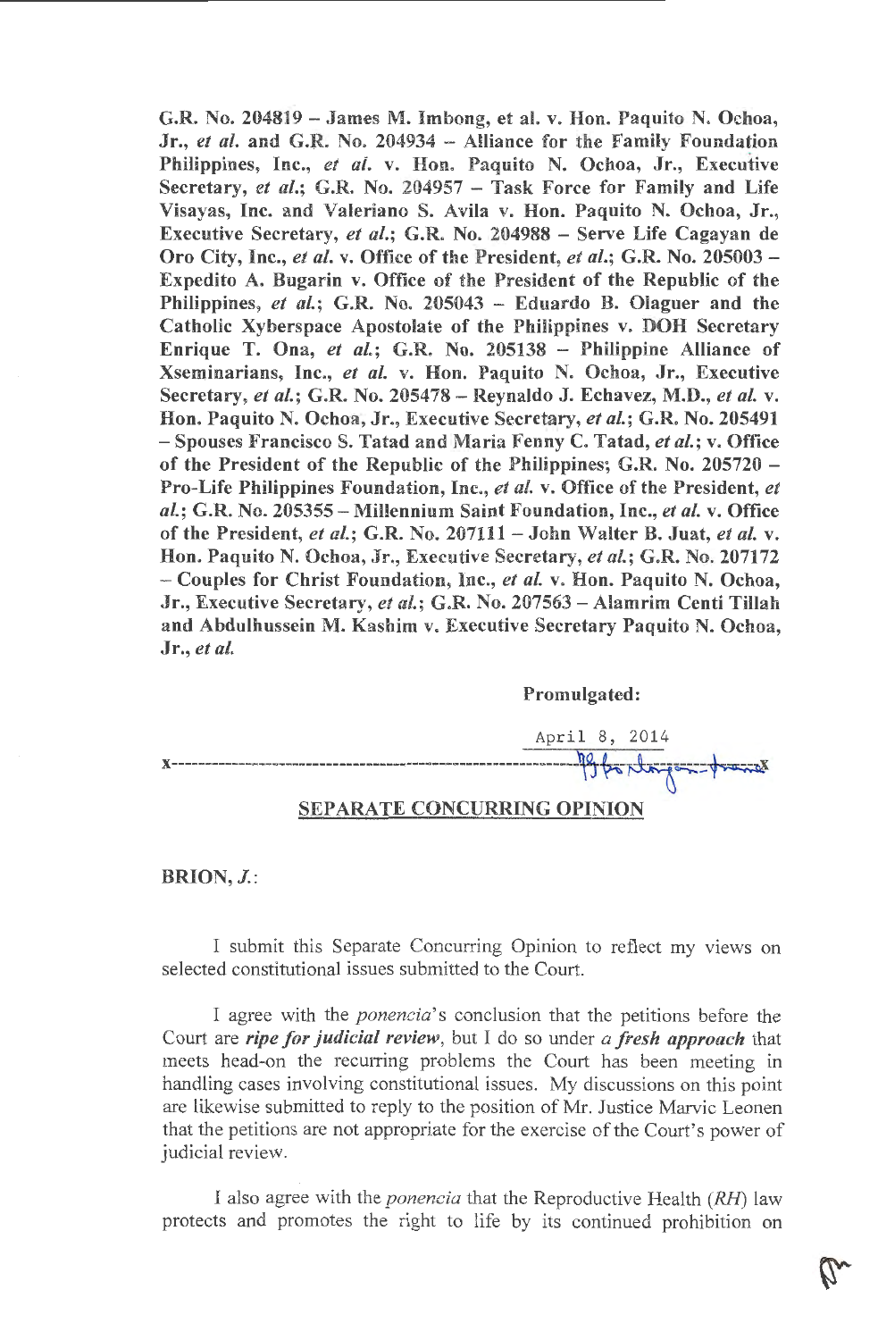**G.R. No. 204819 – James M. Imbong, et al. v. Hon. Paquito N. Ochoa, Jr., *et al.* and G.R. No. 204934 – Alliance for the Family Foundation Philippines, Inc., *et al.* v. Hon. Paquito N. Ochoa, Jr., Executive Secretary, *et al.*; G.R. No. 204957 – Task Force for Family and Life Visayas, Inc. and Valeriano S. Avila v. Hon. Paquito N. Ochoa, Jr., Executive Secretary, *et al.*; G.R. No. 204988 – Serve Life Cagayan de Oro City, Inc., *et al.* v. Office of the President, *et al.*; G.R. No. 205003 – Expedito A. Bugarin v. Office of the President of the Republic of the Philippines, *et al.*; G.R. No. 205043 – Eduardo B. Olaguer and the Catholic Xyberspace Apostolate of the Philippines v. DOH Secretary Enrique T. Ona, *et al.*; G.R. No. 205138 – Philippine Alliance of Xseminarians, Inc., *et al.* v. Hon. Paquito N. Ochoa, Jr., Executive Secretary, *et al.*; G.R. No. 205478 – Reynaldo J. Echavez, M.D., *et al.* v. Hon. Paquito N. Ochoa, Jr., Executive Secretary, *et al.*; G.R. No. 205491 – Spouses Francisco S. Tatad and Maria Fenny C. Tatad, *et al.*; v. Office of the President of the Republic of the Philippines; G.R. No. 205720 – Pro-Life Philippines Foundation, Inc., *et al.* v. Office of the President, *et al.*; G.R. No. 205355 – Millennium Saint Foundation, Inc., *et al.* v. Office of the President, *et al.*; G.R. No. 207111 – John Walter B. Juat, *et al.* v. Hon. Paquito N. Ochoa, Jr., Executive Secretary, *et al.*; G.R. No. 207172 – Couples for Christ Foundation, Inc., *et al.* v. Hon. Paquito N. Ochoa, Jr., Executive Secretary, *et al.*; G.R. No. 207563 – Alamrim Centi Tillah and Abdulhussein M. Kashim v. Executive Secretary Paquito N. Ochoa, Jr., *et al.***

**Promulgated:**

April 8, 2014

x-----------------------------------------------------------------------------------x

## SEPARATE CONCURRING OPINION

**BRION, *J.*:**

I submit this Separate Concurring Opinion to reflect my views on selected constitutional issues submitted to the Court.

I agree with the *ponencia*'s conclusion that the petitions before the Court are ***ripe for judicial review***, but I do so under ***a fresh approach*** that meets head-on the recurring problems the Court has been meeting in handling cases involving constitutional issues. My discussions on this point are likewise submitted to reply to the position of Mr. Justice Marvic Leonen that the petitions are not appropriate for the exercise of the Court's power of judicial review.

I also agree with the *ponencia* that the Reproductive Health (*RH*) law protects and promotes the right to life by its continued prohibition on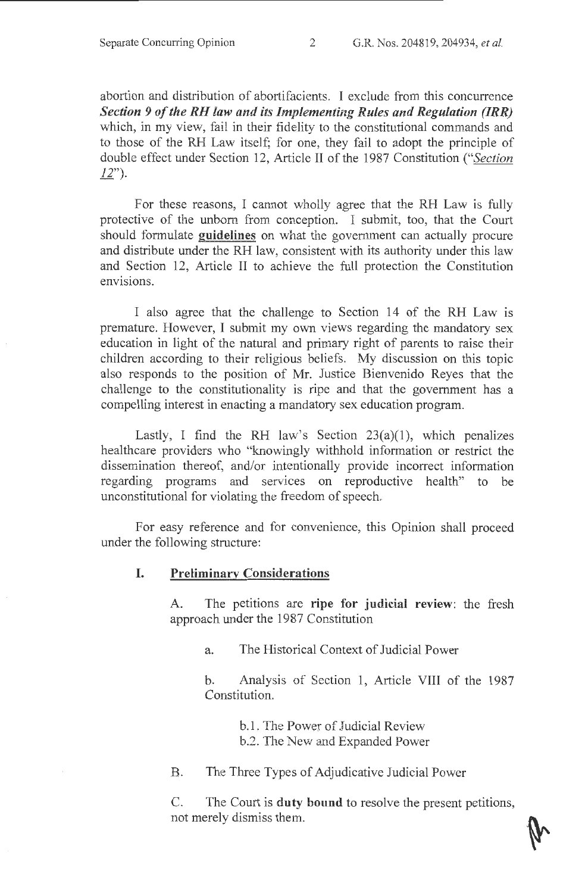abortion and distribution of abortifacients. I exclude from this concurrence ***Section 9 of the RH law and its Implementing Rules and Regulation (IRR)*** which, in my view, fail in their fidelity to the constitutional commands and to those of the RH Law itself; for one, they fail to adopt the principle of double effect under Section 12, Article II of the 1987 Constitution ("*Section 12*").

For these reasons, I cannot wholly agree that the RH Law is fully protective of the unborn from conception. I submit, too, that the Court should formulate **guidelines** on what the government can actually procure and distribute under the RH law, consistent with its authority under this law and Section 12, Article II to achieve the full protection the Constitution envisions.

I also agree that the challenge to Section 14 of the RH Law is premature. However, I submit my own views regarding the mandatory sex education in light of the natural and primary right of parents to raise their children according to their religious beliefs. My discussion on this topic also responds to the position of Mr. Justice Bienvenido Reyes that the challenge to the constitutionality is ripe and that the government has a compelling interest in enacting a mandatory sex education program.

Lastly, I find the RH law's Section 23(a)(1), which penalizes healthcare providers who "knowingly withhold information or restrict the dissemination thereof, and/or intentionally provide incorrect information regarding programs and services on reproductive health" to be unconstitutional for violating the freedom of speech.

For easy reference and for convenience, this Opinion shall proceed under the following structure:

**I. Preliminary Considerations**

A. The petitions are **ripe for judicial review**: the fresh approach under the 1987 Constitution

a. The Historical Context of Judicial Power

b. Analysis of Section 1, Article VIII of the 1987 Constitution.

b.1. The Power of Judicial Review
b.2. The New and Expanded Power

B. The Three Types of Adjudicative Judicial Power

C. The Court is **duty bound** to resolve the present petitions, not merely dismiss them.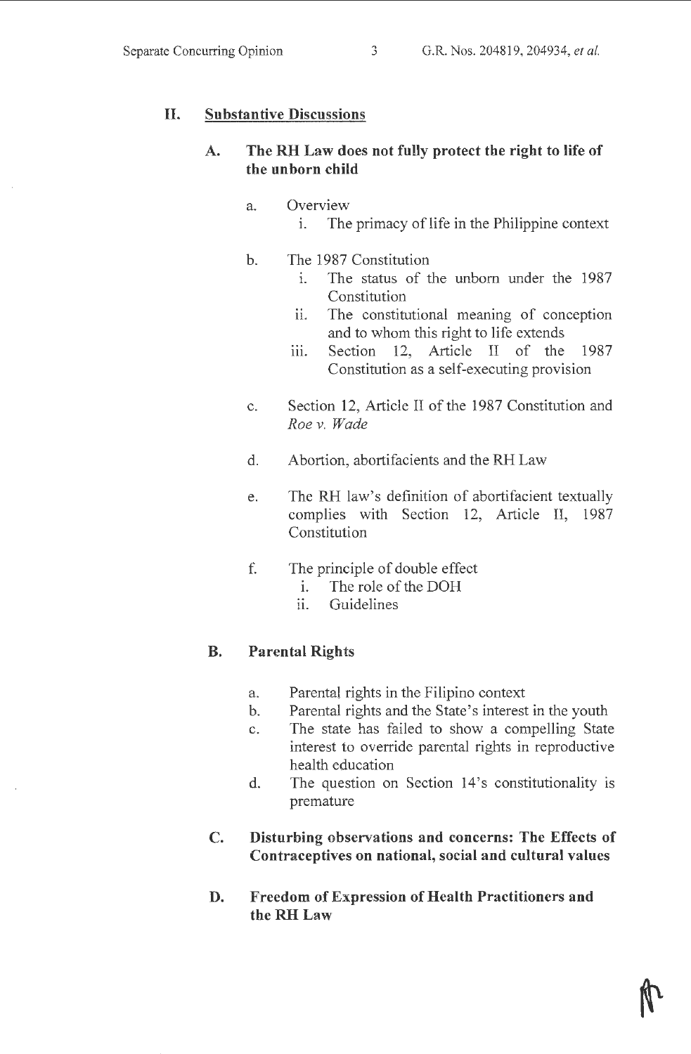## II. Substantive Discussions

### A. The RH Law does not fully protect the right to life of the unborn child

- a. Overview
  - i. The primacy of life in the Philippine context
- b. The 1987 Constitution
  - i. The status of the unborn under the 1987 Constitution
  - ii. The constitutional meaning of conception and to whom this right to life extends
  - iii. Section 12, Article II of the 1987 Constitution as a self-executing provision
- c. Section 12, Article II of the 1987 Constitution and *Roe v. Wade*
- d. Abortion, abortifacients and the RH Law
- e. The RH law's definition of abortifacient textually complies with Section 12, Article II, 1987 Constitution
- f. The principle of double effect
  - i. The role of the DOH
  - ii. Guidelines

### B. Parental Rights

- a. Parental rights in the Filipino context
- b. Parental rights and the State's interest in the youth
- c. The state has failed to show a compelling State interest to override parental rights in reproductive health education
- d. The question on Section 14's constitutionality is premature

### C. Disturbing observations and concerns: The Effects of Contraceptives on national, social and cultural values

### D. Freedom of Expression of Health Practitioners and the RH Law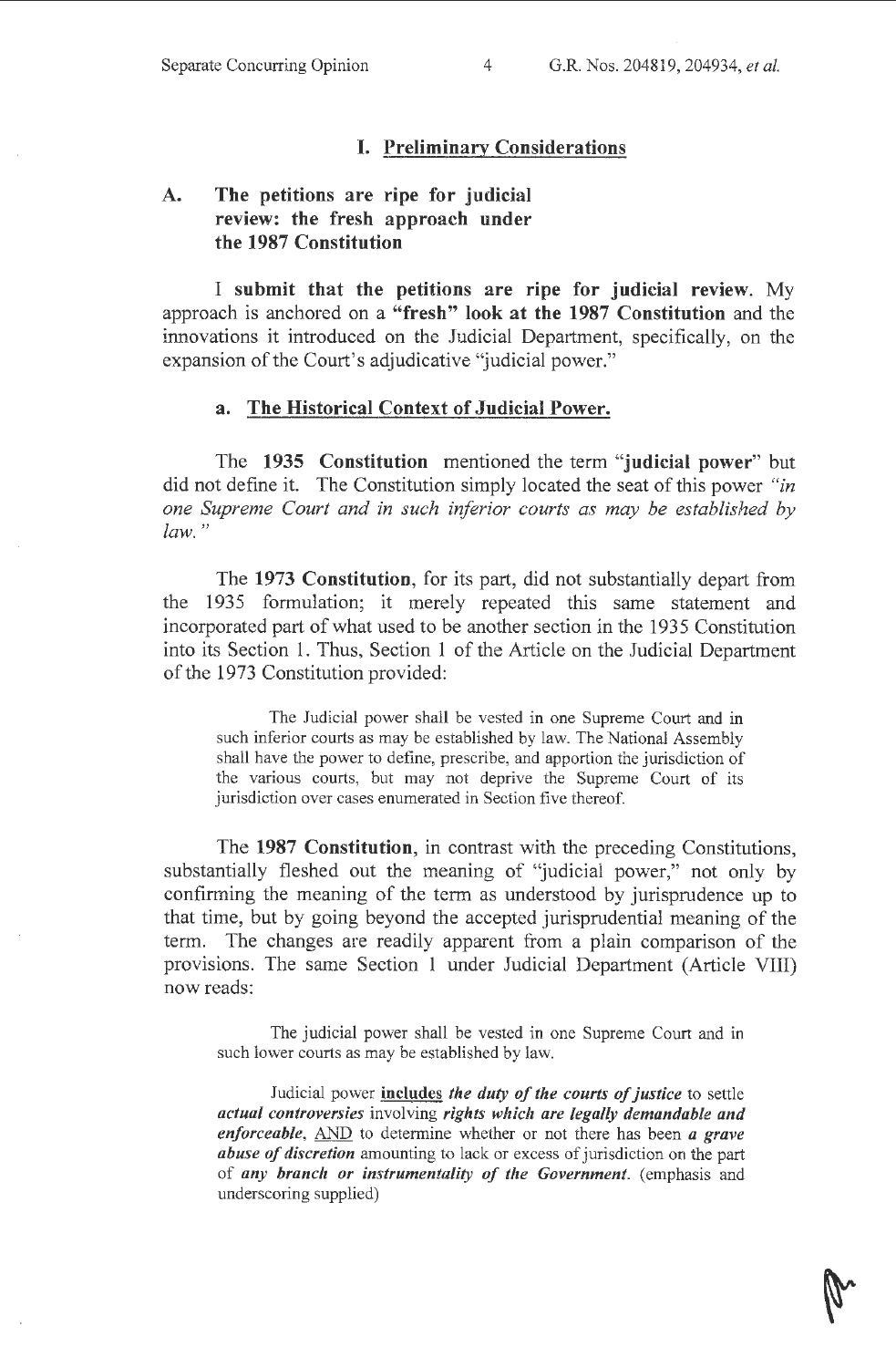## I. Preliminary Considerations

### A. The petitions are ripe for judicial review: the fresh approach under the 1987 Constitution

I **submit that the petitions are ripe for judicial review**. My approach is anchored on a **"fresh" look at the 1987 Constitution** and the innovations it introduced on the Judicial Department, specifically, on the expansion of the Court's adjudicative "judicial power."

#### a. The Historical Context of Judicial Power.

The **1935 Constitution** mentioned the term "**judicial power**" but did not define it. The Constitution simply located the seat of this power *"in one Supreme Court and in such inferior courts as may be established by law."*

The **1973 Constitution**, for its part, did not substantially depart from the 1935 formulation; it merely repeated this same statement and incorporated part of what used to be another section in the 1935 Constitution into its Section 1. Thus, Section 1 of the Article on the Judicial Department of the 1973 Constitution provided:

> The Judicial power shall be vested in one Supreme Court and in such inferior courts as may be established by law. The National Assembly shall have the power to define, prescribe, and apportion the jurisdiction of the various courts, but may not deprive the Supreme Court of its jurisdiction over cases enumerated in Section five thereof.

The **1987 Constitution**, in contrast with the preceding Constitutions, substantially fleshed out the meaning of "judicial power," not only by confirming the meaning of the term as understood by jurisprudence up to that time, but by going beyond the accepted jurisprudential meaning of the term. The changes are readily apparent from a plain comparison of the provisions. The same Section 1 under Judicial Department (Article VIII) now reads:

> The judicial power shall be vested in one Supreme Court and in such lower courts as may be established by law.
>
> Judicial power <u>**includes**</u> ***the duty of the courts of justice*** to settle ***actual controversies*** involving ***rights which are legally demandable and enforceable***, <u>AND</u> to determine whether or not there has been ***a grave abuse of discretion*** amounting to lack or excess of jurisdiction on the part of ***any branch or instrumentality of the Government***. (emphasis and underscoring supplied)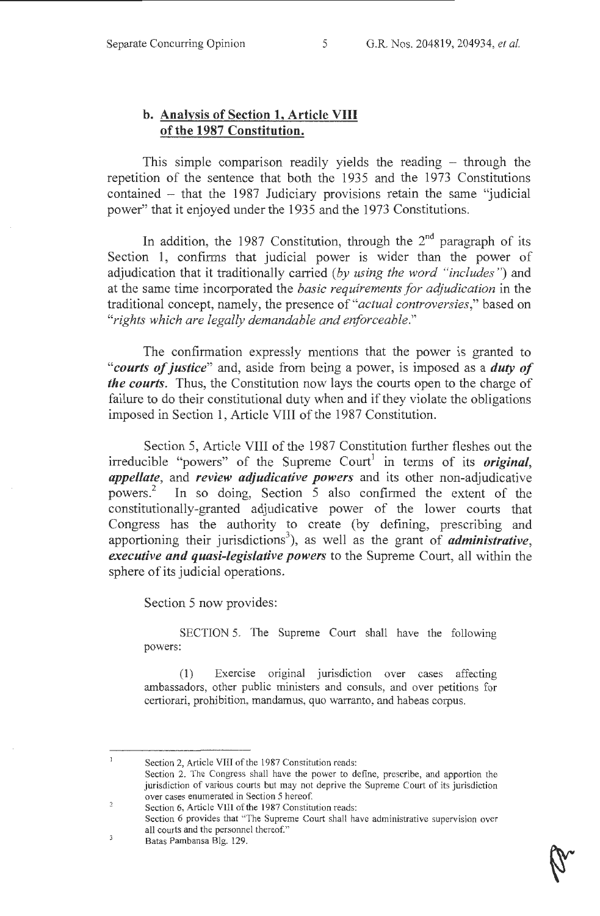## b. Analysis of Section 1, Article VIII of the 1987 Constitution.

This simple comparison readily yields the reading – through the repetition of the sentence that both the 1935 and the 1973 Constitutions contained – that the 1987 Judiciary provisions retain the same "judicial power" that it enjoyed under the 1935 and the 1973 Constitutions.

In addition, the 1987 Constitution, through the 2nd paragraph of its Section 1, confirms that judicial power is wider than the power of adjudication that it traditionally carried (*by using the word "includes"*) and at the same time incorporated the *basic requirements for adjudication* in the traditional concept, namely, the presence of "*actual controversies*," based on "*rights which are legally demandable and enforceable.*"

The confirmation expressly mentions that the power is granted to "***courts of justice***" and, aside from being a power, is imposed as a ***duty of the courts***. Thus, the Constitution now lays the courts open to the charge of failure to do their constitutional duty when and if they violate the obligations imposed in Section 1, Article VIII of the 1987 Constitution.

Section 5, Article VIII of the 1987 Constitution further fleshes out the irreducible "powers" of the Supreme Court[1] in terms of its ***original***, ***appellate***, and ***review adjudicative powers*** and its other non-adjudicative powers.[2] In so doing, Section 5 also confirmed the extent of the constitutionally-granted adjudicative power of the lower courts that Congress has the authority to create (by defining, prescribing and apportioning their jurisdictions[3]), as well as the grant of ***administrative***, ***executive and quasi-legislative powers*** to the Supreme Court, all within the sphere of its judicial operations.

Section 5 now provides:

> SECTION 5. The Supreme Court shall have the following powers:
>
> (1) Exercise original jurisdiction over cases affecting ambassadors, other public ministers and consuls, and over petitions for certiorari, prohibition, mandamus, quo warranto, and habeas corpus.

---

[1] Section 2, Article VIII of the 1987 Constitution reads:
Section 2. The Congress shall have the power to define, prescribe, and apportion the jurisdiction of various courts but may not deprive the Supreme Court of its jurisdiction over cases enumerated in Section 5 hereof.

[2] Section 6, Article VIII of the 1987 Constitution reads:
Section 6 provides that "The Supreme Court shall have administrative supervision over all courts and the personnel thereof."

[3] Batas Pambansa Blg. 129.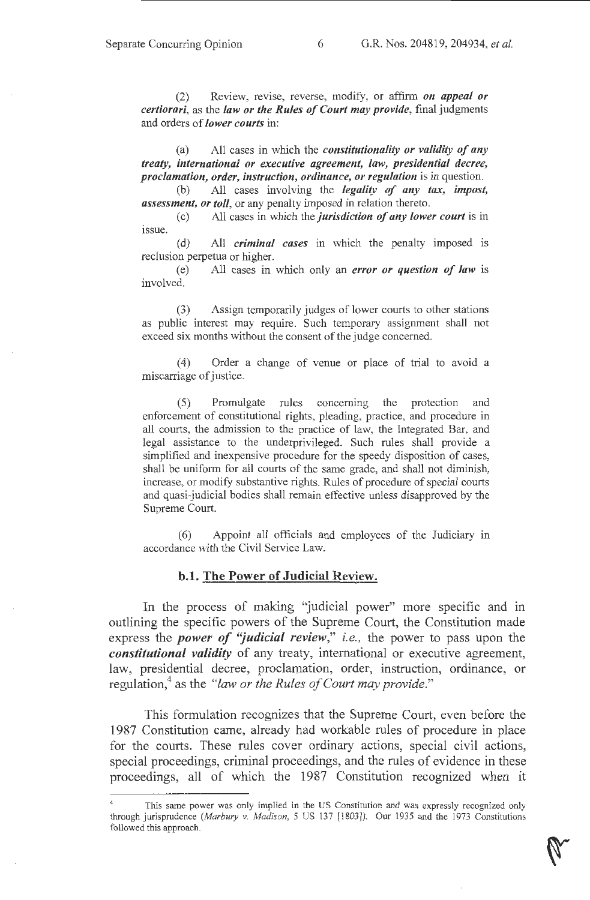(2) Review, revise, reverse, modify, or affirm ***on appeal or certiorari***, as the ***law or the Rules of Court may provide***, final judgments and orders of ***lower courts*** in:

(a) All cases in which the ***constitutionality or validity of any treaty, international or executive agreement, law, presidential decree, proclamation, order, instruction, ordinance, or regulation*** is in question.

(b) All cases involving the ***legality of any tax, impost, assessment, or toll***, or any penalty imposed in relation thereto.

(c) All cases in which the ***jurisdiction of any lower court*** is in issue.

(d) All ***criminal cases*** in which the penalty imposed is reclusion perpetua or higher.

(e) All cases in which only an ***error or question of law*** is involved.

(3) Assign temporarily judges of lower courts to other stations as public interest may require. Such temporary assignment shall not exceed six months without the consent of the judge concerned.

(4) Order a change of venue or place of trial to avoid a miscarriage of justice.

(5) Promulgate rules concerning the protection and enforcement of constitutional rights, pleading, practice, and procedure in all courts, the admission to the practice of law, the Integrated Bar, and legal assistance to the underprivileged. Such rules shall provide a simplified and inexpensive procedure for the speedy disposition of cases, shall be uniform for all courts of the same grade, and shall not diminish, increase, or modify substantive rights. Rules of procedure of special courts and quasi-judicial bodies shall remain effective unless disapproved by the Supreme Court.

(6) Appoint all officials and employees of the Judiciary in accordance with the Civil Service Law.

### b.1. The Power of Judicial Review.

In the process of making "judicial power" more specific and in outlining the specific powers of the Supreme Court, the Constitution made express the ***power of "judicial review,"*** *i.e.,* the power to pass upon the ***constitutional validity*** of any treaty, international or executive agreement, law, presidential decree, proclamation, order, instruction, ordinance, or regulation,[4] as the *"law or the Rules of Court may provide."*

This formulation recognizes that the Supreme Court, even before the 1987 Constitution came, already had workable rules of procedure in place for the courts. These rules cover ordinary actions, special civil actions, special proceedings, criminal proceedings, and the rules of evidence in these proceedings, all of which the 1987 Constitution recognized when it

---

[4] This same power was only implied in the US Constitution and was expressly recognized only through jurisprudence (*Marbury v. Madison*, 5 US 137 [1803]). Our 1935 and the 1973 Constitutions followed this approach.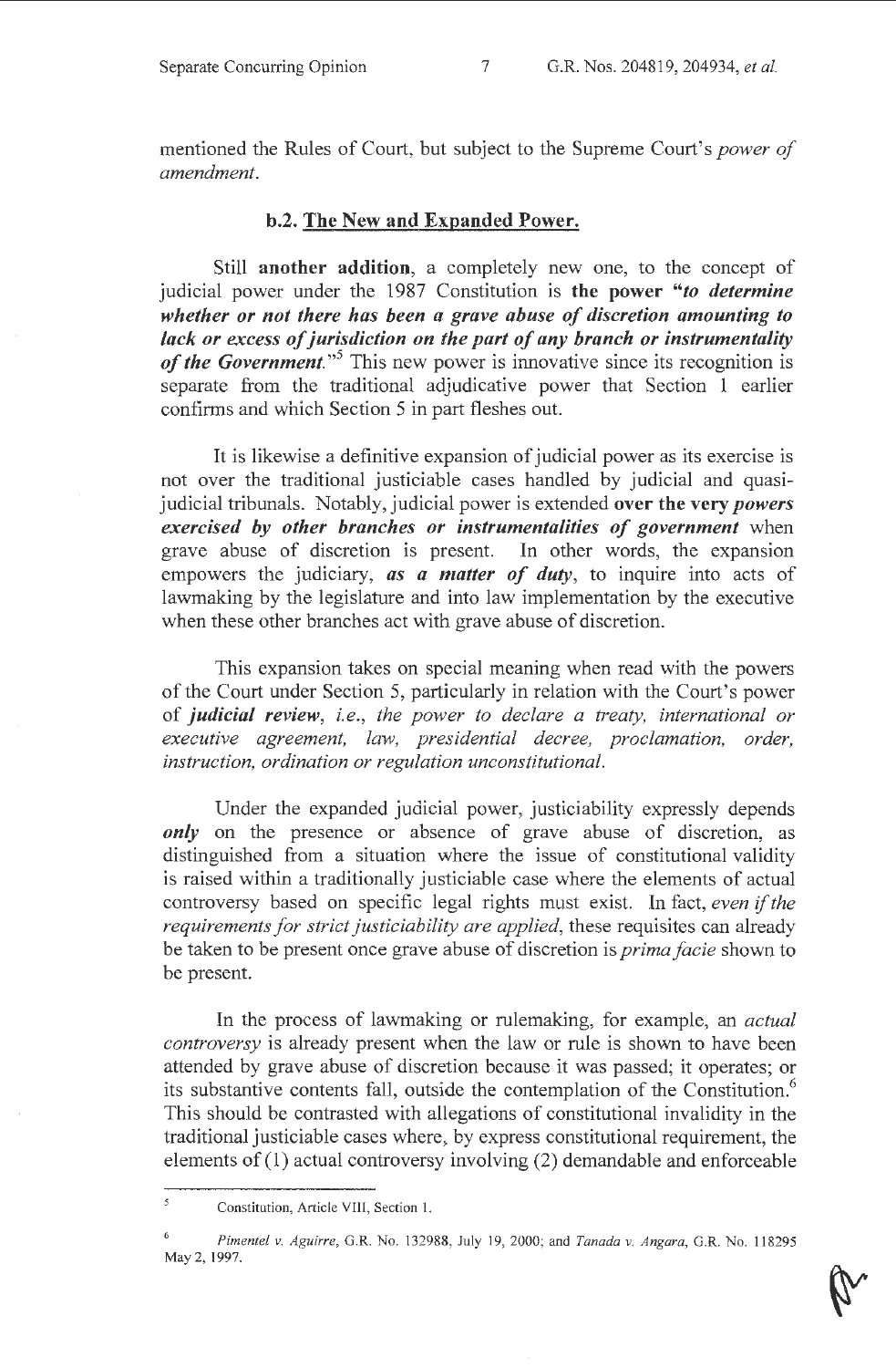mentioned the Rules of Court, but subject to the Supreme Court's *power of amendment*.

### b.2. The New and Expanded Power.

Still **another addition**, a completely new one, to the concept of judicial power under the 1987 Constitution is **the power "*to determine whether or not there has been a grave abuse of discretion amounting to lack or excess of jurisdiction on the part of any branch or instrumentality of the Government*."**[5] This new power is innovative since its recognition is separate from the traditional adjudicative power that Section 1 earlier confirms and which Section 5 in part fleshes out.

It is likewise a definitive expansion of judicial power as its exercise is not over the traditional justiciable cases handled by judicial and quasi-judicial tribunals. Notably, judicial power is extended **over the very *powers exercised by other branches or instrumentalities of government*** when grave abuse of discretion is present. In other words, the expansion empowers the judiciary, ***as a matter of duty***, to inquire into acts of lawmaking by the legislature and into law implementation by the executive when these other branches act with grave abuse of discretion.

This expansion takes on special meaning when read with the powers of the Court under Section 5, particularly in relation with the Court's power of ***judicial review***, *i.e., the power to declare a treaty, international or executive agreement, law, presidential decree, proclamation, order, instruction, ordination or regulation unconstitutional.*

Under the expanded judicial power, justiciability expressly depends ***only*** on the presence or absence of grave abuse of discretion, as distinguished from a situation where the issue of constitutional validity is raised within a traditionally justiciable case where the elements of actual controversy based on specific legal rights must exist. In fact, *even if the requirements for strict justiciability are applied*, these requisites can already be taken to be present once grave abuse of discretion is *prima facie* shown to be present.

In the process of lawmaking or rulemaking, for example, an *actual controversy* is already present when the law or rule is shown to have been attended by grave abuse of discretion because it was passed; it operates; or its substantive contents fall, outside the contemplation of the Constitution.[6] This should be contrasted with allegations of constitutional invalidity in the traditional justiciable cases where, by express constitutional requirement, the elements of (1) actual controversy involving (2) demandable and enforceable

---

[5] Constitution, Article VIII, Section 1.

[6] *Pimentel v. Aguirre*, G.R. No. 132988, July 19, 2000; and *Tanada v. Angara*, G.R. No. 118295 May 2, 1997.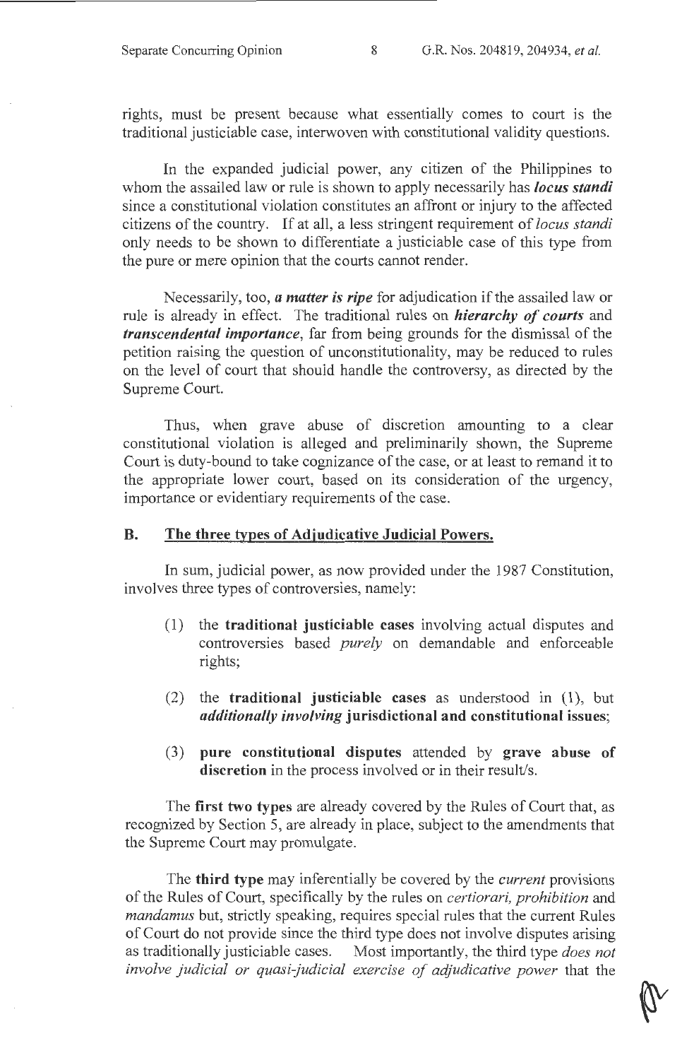rights, must be present because what essentially comes to court is the traditional justiciable case, interwoven with constitutional validity questions.

In the expanded judicial power, any citizen of the Philippines to whom the assailed law or rule is shown to apply necessarily has ***locus standi*** since a constitutional violation constitutes an affront or injury to the affected citizens of the country. If at all, a less stringent requirement of *locus standi* only needs to be shown to differentiate a justiciable case of this type from the pure or mere opinion that the courts cannot render.

Necessarily, too, ***a matter is ripe*** for adjudication if the assailed law or rule is already in effect. The traditional rules on ***hierarchy of courts*** and ***transcendental importance***, far from being grounds for the dismissal of the petition raising the question of unconstitutionality, may be reduced to rules on the level of court that should handle the controversy, as directed by the Supreme Court.

Thus, when grave abuse of discretion amounting to a clear constitutional violation is alleged and preliminarily shown, the Supreme Court is duty-bound to take cognizance of the case, or at least to remand it to the appropriate lower court, based on its consideration of the urgency, importance or evidentiary requirements of the case.

## B. The three types of Adjudicative Judicial Powers.

In sum, judicial power, as now provided under the 1987 Constitution, involves three types of controversies, namely:

(1) the **traditional justiciable cases** involving actual disputes and controversies based *purely* on demandable and enforceable rights;

(2) the **traditional justiciable cases** as understood in (1), but ***additionally involving*** **jurisdictional and constitutional issues**;

(3) **pure constitutional disputes** attended by **grave abuse of discretion** in the process involved or in their result/s.

The **first two types** are already covered by the Rules of Court that, as recognized by Section 5, are already in place, subject to the amendments that the Supreme Court may promulgate.

The **third type** may inferentially be covered by the *current* provisions of the Rules of Court, specifically by the rules on *certiorari, prohibition* and *mandamus* but, strictly speaking, requires special rules that the current Rules of Court do not provide since the third type does not involve disputes arising as traditionally justiciable cases. Most importantly, the third type *does not involve judicial or quasi-judicial exercise of adjudicative power* that the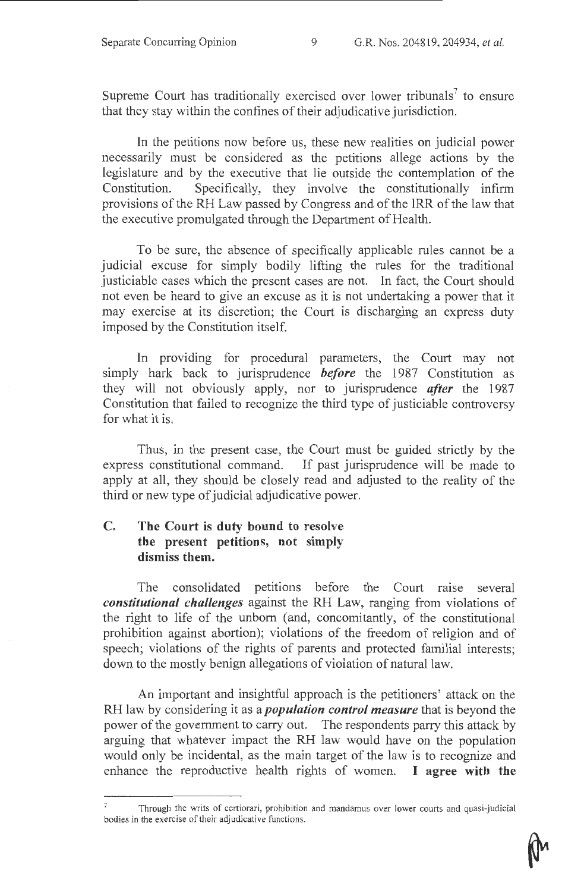Supreme Court has traditionally exercised over lower tribunals[7] to ensure that they stay within the confines of their adjudicative jurisdiction.

In the petitions now before us, these new realities on judicial power necessarily must be considered as the petitions allege actions by the legislature and by the executive that lie outside the contemplation of the Constitution. Specifically, they involve the constitutionally infirm provisions of the RH Law passed by Congress and of the IRR of the law that the executive promulgated through the Department of Health.

To be sure, the absence of specifically applicable rules cannot be a judicial excuse for simply bodily lifting the rules for the traditional justiciable cases which the present cases are not. In fact, the Court should not even be heard to give an excuse as it is not undertaking a power that it may exercise at its discretion; the Court is discharging an express duty imposed by the Constitution itself.

In providing for procedural parameters, the Court may not simply hark back to jurisprudence ***before*** the 1987 Constitution as they will not obviously apply, nor to jurisprudence ***after*** the 1987 Constitution that failed to recognize the third type of justiciable controversy for what it is.

Thus, in the present case, the Court must be guided strictly by the express constitutional command. If past jurisprudence will be made to apply at all, they should be closely read and adjusted to the reality of the third or new type of judicial adjudicative power.

### C. The Court is duty bound to resolve the present petitions, not simply dismiss them.

The consolidated petitions before the Court raise several ***constitutional challenges*** against the RH Law, ranging from violations of the right to life of the unborn (and, concomitantly, of the constitutional prohibition against abortion); violations of the freedom of religion and of speech; violations of the rights of parents and protected familial interests; down to the mostly benign allegations of violation of natural law.

An important and insightful approach is the petitioners' attack on the RH law by considering it as a ***population control measure*** that is beyond the power of the government to carry out. The respondents parry this attack by arguing that whatever impact the RH law would have on the population would only be incidental, as the main target of the law is to recognize and enhance the reproductive health rights of women. **I agree with the**

---

[7] Through the writs of certiorari, prohibition and mandamus over lower courts and quasi-judicial bodies in the exercise of their adjudicative functions.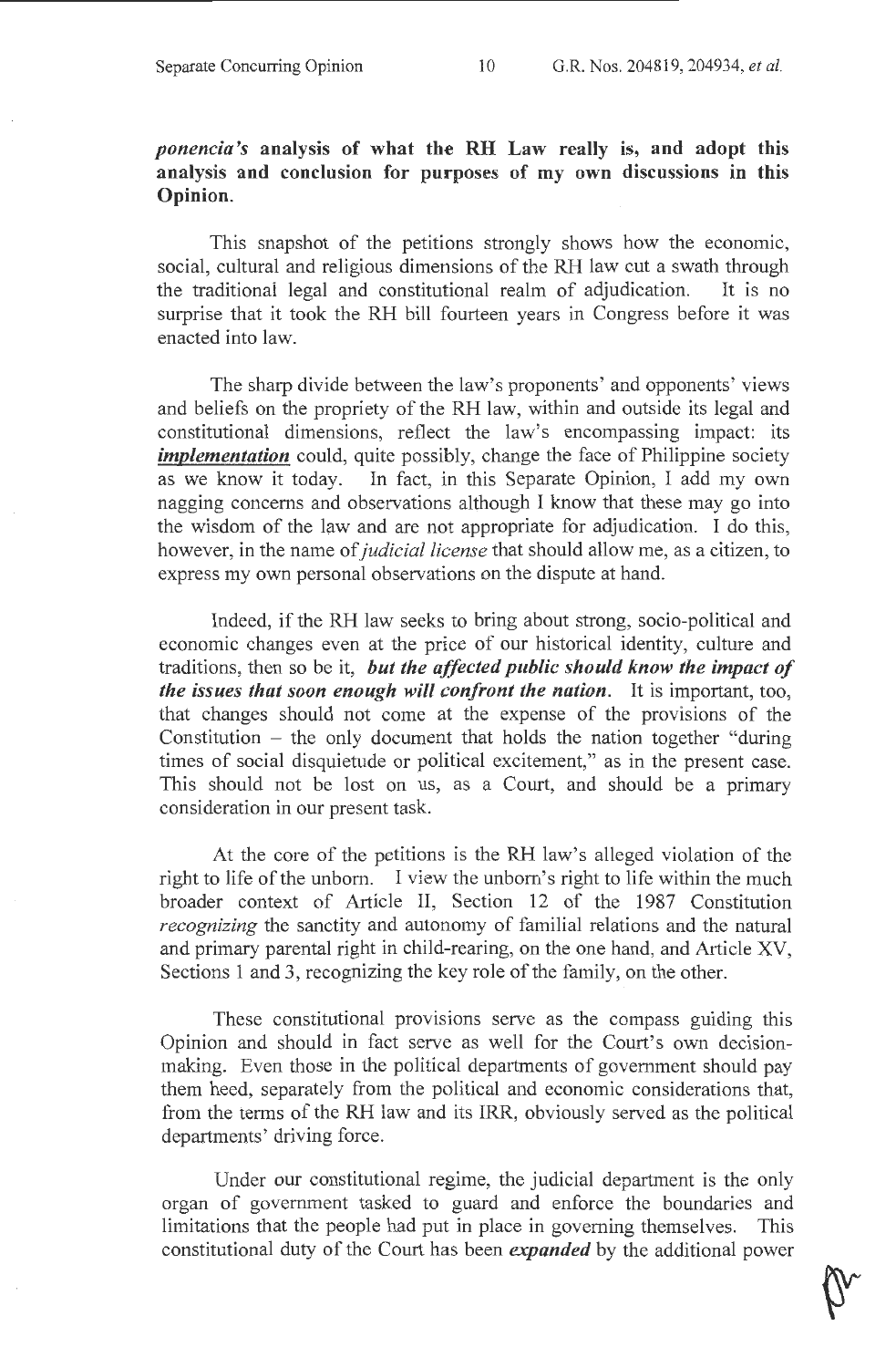***ponencia's* analysis of what the RH Law really is, and adopt this analysis and conclusion for purposes of my own discussions in this Opinion.**

This snapshot of the petitions strongly shows how the economic, social, cultural and religious dimensions of the RH law cut a swath through the traditional legal and constitutional realm of adjudication. It is no surprise that it took the RH bill fourteen years in Congress before it was enacted into law.

The sharp divide between the law's proponents' and opponents' views and beliefs on the propriety of the RH law, within and outside its legal and constitutional dimensions, reflect the law's encompassing impact: its ***implementation*** could, quite possibly, change the face of Philippine society as we know it today. In fact, in this Separate Opinion, I add my own nagging concerns and observations although I know that these may go into the wisdom of the law and are not appropriate for adjudication. I do this, however, in the name of *judicial license* that should allow me, as a citizen, to express my own personal observations on the dispute at hand.

Indeed, if the RH law seeks to bring about strong, socio-political and economic changes even at the price of our historical identity, culture and traditions, then so be it, ***but the affected public should know the impact of the issues that soon enough will confront the nation***. It is important, too, that changes should not come at the expense of the provisions of the Constitution – the only document that holds the nation together "during times of social disquietude or political excitement," as in the present case. This should not be lost on us, as a Court, and should be a primary consideration in our present task.

At the core of the petitions is the RH law's alleged violation of the right to life of the unborn. I view the unborn's right to life within the much broader context of Article II, Section 12 of the 1987 Constitution *recognizing* the sanctity and autonomy of familial relations and the natural and primary parental right in child-rearing, on the one hand, and Article XV, Sections 1 and 3, recognizing the key role of the family, on the other.

These constitutional provisions serve as the compass guiding this Opinion and should in fact serve as well for the Court's own decision-making. Even those in the political departments of government should pay them heed, separately from the political and economic considerations that, from the terms of the RH law and its IRR, obviously served as the political departments' driving force.

Under our constitutional regime, the judicial department is the only organ of government tasked to guard and enforce the boundaries and limitations that the people had put in place in governing themselves. This constitutional duty of the Court has been ***expanded*** by the additional power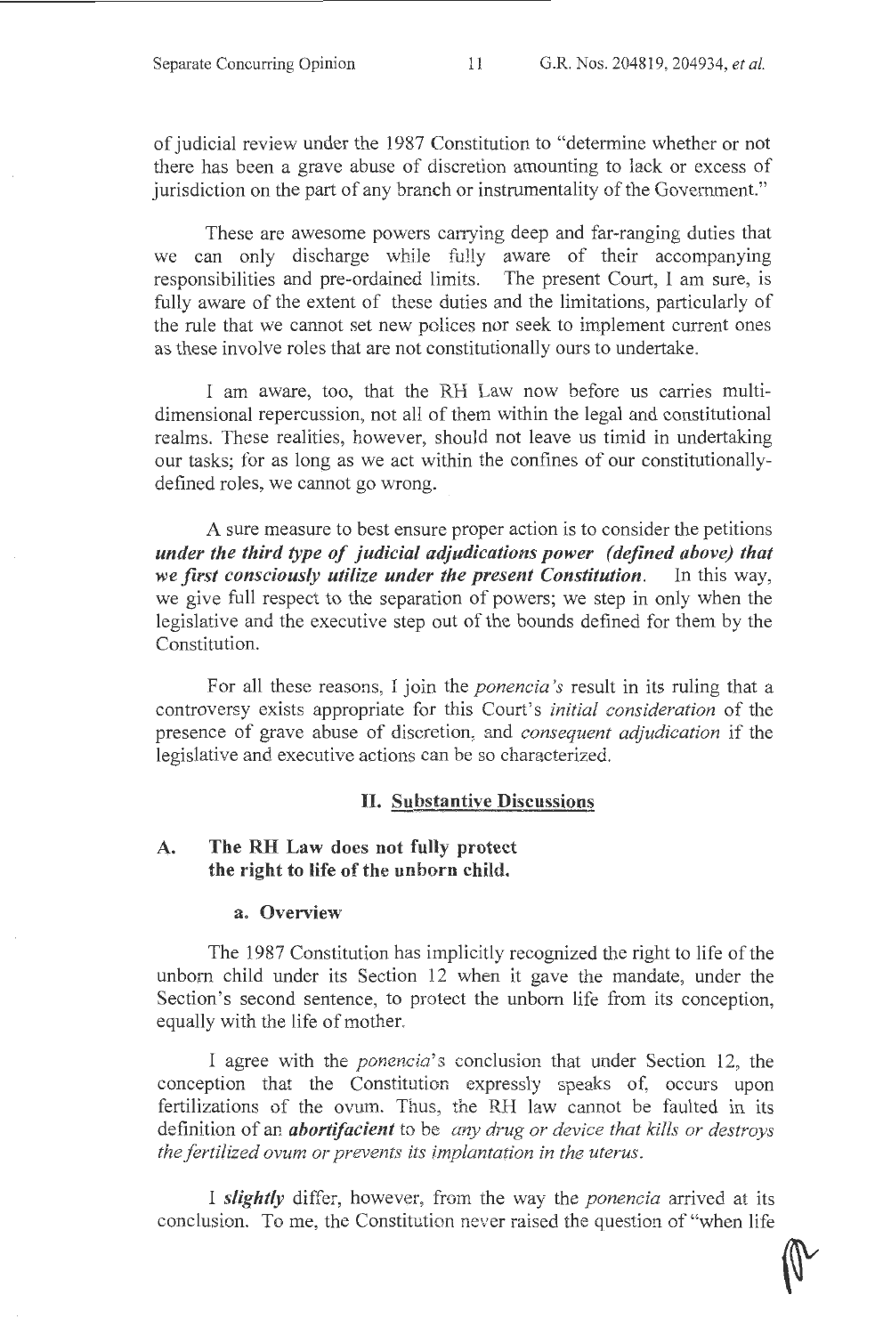of judicial review under the 1987 Constitution to "determine whether or not there has been a grave abuse of discretion amounting to lack or excess of jurisdiction on the part of any branch or instrumentality of the Government."

These are awesome powers carrying deep and far-ranging duties that we can only discharge while fully aware of their accompanying responsibilities and pre-ordained limits. The present Court, I am sure, is fully aware of the extent of these duties and the limitations, particularly of the rule that we cannot set new polices nor seek to implement current ones as these involve roles that are not constitutionally ours to undertake.

I am aware, too, that the RH Law now before us carries multi-dimensional repercussion, not all of them within the legal and constitutional realms. These realities, however, should not leave us timid in undertaking our tasks; for as long as we act within the confines of our constitutionally-defined roles, we cannot go wrong.

A sure measure to best ensure proper action is to consider the petitions ***under the third type of judicial adjudications power (defined above) that we first consciously utilize under the present Constitution.*** In this way, we give full respect to the separation of powers; we step in only when the legislative and the executive step out of the bounds defined for them by the Constitution.

For all these reasons, I join the *ponencia's* result in its ruling that a controversy exists appropriate for this Court's *initial consideration* of the presence of grave abuse of discretion, and *consequent adjudication* if the legislative and executive actions can be so characterized.

## II. Substantive Discussions

### A. The RH Law does not fully protect the right to life of the unborn child.

#### a. Overview

The 1987 Constitution has implicitly recognized the right to life of the unborn child under its Section 12 when it gave the mandate, under the Section's second sentence, to protect the unborn life from its conception, equally with the life of mother.

I agree with the *ponencia*'s conclusion that under Section 12, the conception that the Constitution expressly speaks of, occurs upon fertilizations of the ovum. Thus, the RH law cannot be faulted in its definition of an ***abortifacient*** to be *any drug or device that kills or destroys the fertilized ovum or prevents its implantation in the uterus.*

I ***slightly*** differ, however, from the way the *ponencia* arrived at its conclusion. To me, the Constitution never raised the question of "when life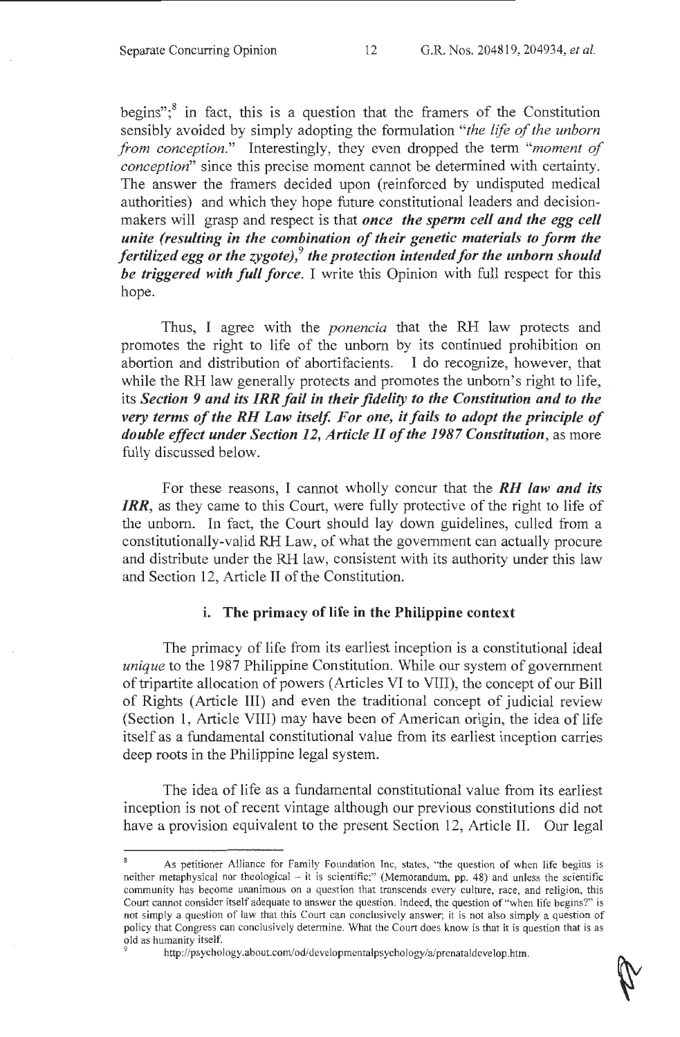begins";[8] in fact, this is a question that the framers of the Constitution sensibly avoided by simply adopting the formulation "*the life of the unborn from conception.*" Interestingly, they even dropped the term "*moment of conception*" since this precise moment cannot be determined with certainty. The answer the framers decided upon (reinforced by undisputed medical authorities) and which they hope future constitutional leaders and decision-makers will grasp and respect is that ***once the sperm cell and the egg cell unite (resulting in the combination of their genetic materials to form the fertilized egg or the zygote),[9] the protection intended for the unborn should be triggered with full force.*** I write this Opinion with full respect for this hope.

Thus, I agree with the *ponencia* that the RH law protects and promotes the right to life of the unborn by its continued prohibition on abortion and distribution of abortifacients. I do recognize, however, that while the RH law generally protects and promotes the unborn's right to life, its ***Section 9 and its IRR fail in their fidelity to the Constitution and to the very terms of the RH Law itself. For one, it fails to adopt the principle of double effect under Section 12, Article II of the 1987 Constitution***, as more fully discussed below.

For these reasons, I cannot wholly concur that the ***RH law and its IRR***, as they came to this Court, were fully protective of the right to life of the unborn. In fact, the Court should lay down guidelines, culled from a constitutionally-valid RH Law, of what the government can actually procure and distribute under the RH law, consistent with its authority under this law and Section 12, Article II of the Constitution.

### i. The primacy of life in the Philippine context

The primacy of life from its earliest inception is a constitutional ideal *unique* to the 1987 Philippine Constitution. While our system of government of tripartite allocation of powers (Articles VI to VIII), the concept of our Bill of Rights (Article III) and even the traditional concept of judicial review (Section 1, Article VIII) may have been of American origin, the idea of life itself as a fundamental constitutional value from its earliest inception carries deep roots in the Philippine legal system.

The idea of life as a fundamental constitutional value from its earliest inception is not of recent vintage although our previous constitutions did not have a provision equivalent to the present Section 12, Article II. Our legal

---

[8] As petitioner Alliance for Family Foundation Inc, states, "the question of when life begins is neither metaphysical nor theological – it is scientific;" (Memorandum, pp. 48) and unless the scientific community has become unanimous on a question that transcends every culture, race, and religion, this Court cannot consider itself adequate to answer the question. Indeed, the question of "when life begins?" is not simply a question of law that this Court can conclusively answer; it is not also simply a question of policy that Congress can conclusively determine. What the Court does know is that it is question that is as old as humanity itself.

[9] http://psychology.about.com/od/developmentalpsychology/a/prenataldevelop.htm.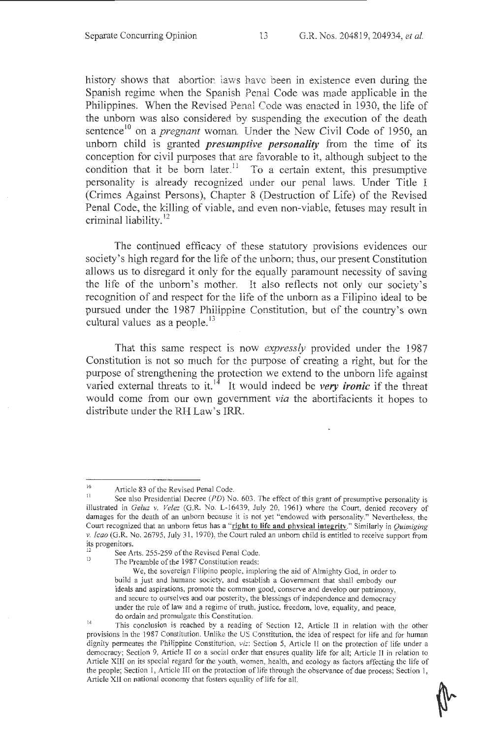history shows that abortion laws have been in existence even during the Spanish regime when the Spanish Penal Code was made applicable in the Philippines. When the Revised Penal Code was enacted in 1930, the life of the unborn was also considered by suspending the execution of the death sentence[10] on a *pregnant* woman. Under the New Civil Code of 1950, an unborn child is granted ***presumptive personality*** from the time of its conception for civil purposes that are favorable to it, although subject to the condition that it be born later.[11] To a certain extent, this presumptive personality is already recognized under our penal laws. Under Title I (Crimes Against Persons), Chapter 8 (Destruction of Life) of the Revised Penal Code, the killing of viable, and even non-viable, fetuses may result in criminal liability.[12]

The continued efficacy of these statutory provisions evidences our society's high regard for the life of the unborn; thus, our present Constitution allows us to disregard it only for the equally paramount necessity of saving the life of the unborn's mother. It also reflects not only our society's recognition of and respect for the life of the unborn as a Filipino ideal to be pursued under the 1987 Philippine Constitution, but of the country's own cultural values as a people.[13]

That this same respect is now *expressly* provided under the 1987 Constitution is not so much for the purpose of creating a right, but for the purpose of strengthening the protection we extend to the unborn life against varied external threats to it.[14] It would indeed be ***very ironic*** if the threat would come from our own government *via* the abortifacients it hopes to distribute under the RH Law's IRR.

---

[10] Article 83 of the Revised Penal Code.

[11] See also Presidential Decree (*PD*) No. 603. The effect of this grant of presumptive personality is illustrated in *Geluz v. Velez* (G.R. No. L-16439, July 20, 1961) where the Court, denied recovery of damages for the death of an unborn because it is not yet "endowed with personality." Nevertheless, the Court recognized that an unborn fetus has a "**right to life and physical integrity**." Similarly in *Quimiging v. Icao* (G.R. No. 26795, July 31, 1970), the Court ruled an unborn child is entitled to receive support from its progenitors.

[12] See Arts. 255-259 of the Revised Penal Code.

[13] The Preamble of the 1987 Constitution reads:

> We, the sovereign Filipino people, imploring the aid of Almighty God, in order to build a just and humane society, and establish a Government that shall embody our ideals and aspirations, promote the common good, conserve and develop our patrimony, and secure to ourselves and our posterity, the blessings of independence and democracy under the rule of law and a regime of truth, justice, freedom, love, equality, and peace, do ordain and promulgate this Constitution.

[14] This conclusion is reached by a reading of Section 12, Article II in relation with the other provisions in the 1987 Constitution. Unlike the US Constitution, the idea of respect for life and for human dignity permeates the Philippine Constitution, *viz*: Section 5, Article II on the protection of life under a democracy; Section 9, Article II on a social order that ensures quality life for all; Article II in relation to Article XIII on its special regard for the youth, women, health, and ecology as factors affecting the life of the people; Section 1, Article III on the protection of life through the observance of due process; Section 1, Article XII on national economy that fosters equality of life for all.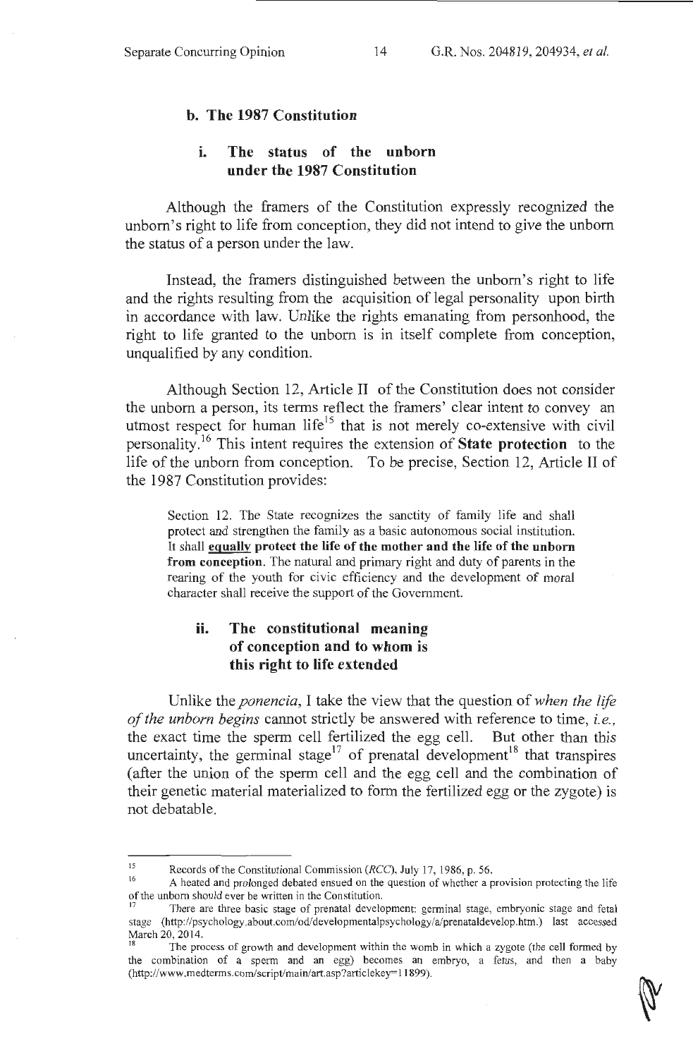### b. The 1987 Constitution

#### i. The status of the unborn under the 1987 Constitution

Although the framers of the Constitution expressly recognized the unborn's right to life from conception, they did not intend to give the unborn the status of a person under the law.

Instead, the framers distinguished between the unborn's right to life and the rights resulting from the acquisition of legal personality upon birth in accordance with law. Unlike the rights emanating from personhood, the right to life granted to the unborn is in itself complete from conception, unqualified by any condition.

Although Section 12, Article II of the Constitution does not consider the unborn a person, its terms reflect the framers' clear intent to convey an utmost respect for human life[15] that is not merely co-extensive with civil personality.[16] This intent requires the extension of **State protection** to the life of the unborn from conception. To be precise, Section 12, Article II of the 1987 Constitution provides:

> Section 12. The State recognizes the sanctity of family life and shall protect and strengthen the family as a basic autonomous social institution. It shall **equally protect the life of the mother and the life of the unborn from conception**. The natural and primary right and duty of parents in the rearing of the youth for civic efficiency and the development of moral character shall receive the support of the Government.

#### ii. The constitutional meaning of conception and to whom is this right to life extended

Unlike the *ponencia*, I take the view that the question of *when the life of the unborn begins* cannot strictly be answered with reference to time, *i.e.*, the exact time the sperm cell fertilized the egg cell. But other than this uncertainty, the germinal stage[17] of prenatal development[18] that transpires (after the union of the sperm cell and the egg cell and the combination of their genetic material materialized to form the fertilized egg or the zygote) is not debatable.

---

[15] Records of the Constitutional Commission (*RCC*), July 17, 1986, p. 56.

[16] A heated and prolonged debated ensued on the question of whether a provision protecting the life of the unborn should ever be written in the Constitution.

[17] There are three basic stage of prenatal development: germinal stage, embryonic stage and fetal stage (http://psychology.about.com/od/developmentalpsychology/a/prenataldevelop.htm.) last accessed March 20, 2014.

[18] The process of growth and development within the womb in which a zygote (the cell formed by the combination of a sperm and an egg) becomes an embryo, a fetus, and then a baby (http://www.medterms.com/script/main/art.asp?articlekey=11899).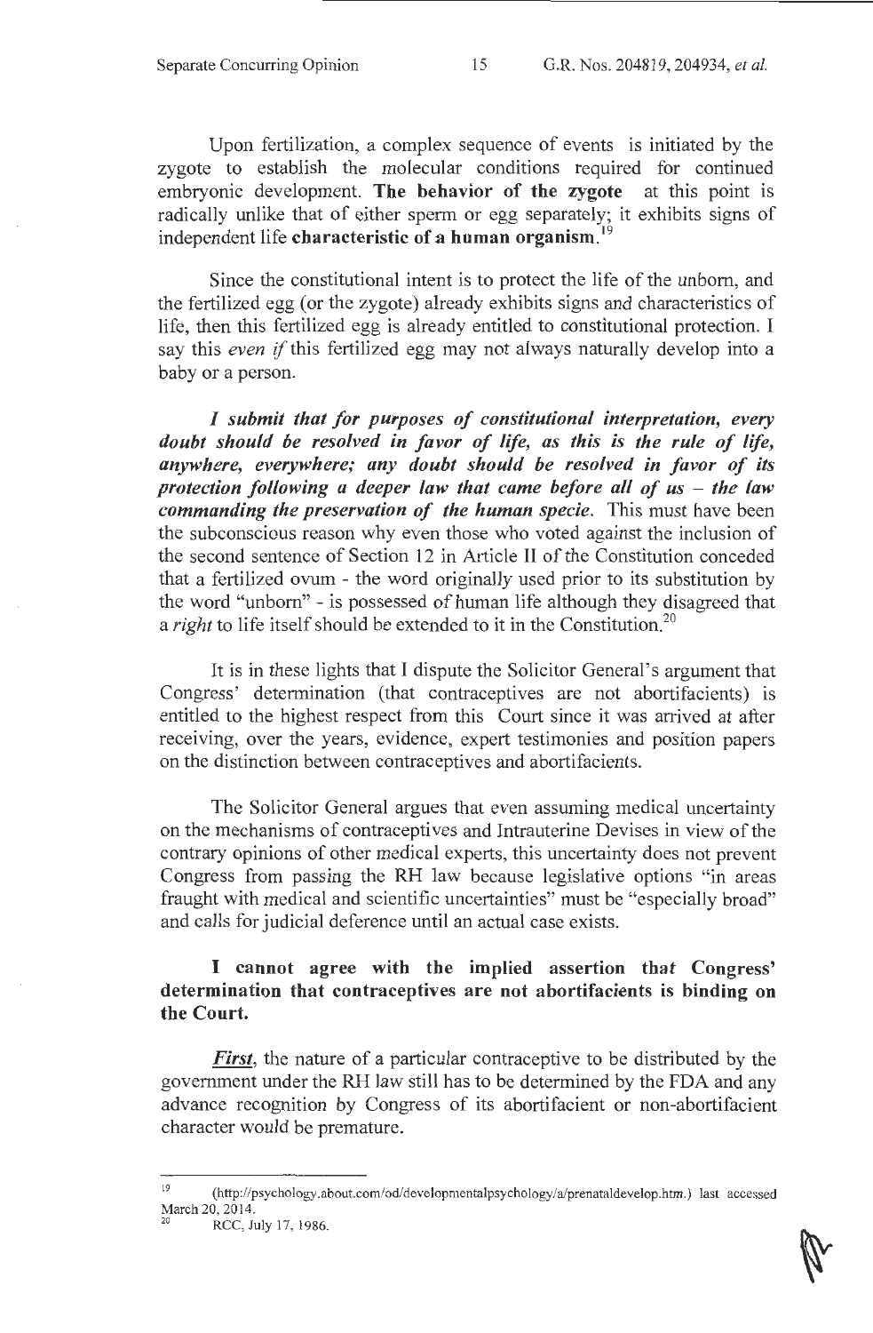Upon fertilization, a complex sequence of events is initiated by the zygote to establish the molecular conditions required for continued embryonic development. **The behavior of the zygote** at this point is radically unlike that of either sperm or egg separately; it exhibits signs of independent life **characteristic of a human organism.**[19]

Since the constitutional intent is to protect the life of the unborn, and the fertilized egg (or the zygote) already exhibits signs and characteristics of life, then this fertilized egg is already entitled to constitutional protection. I say this *even if* this fertilized egg may not always naturally develop into a baby or a person.

***I submit that for purposes of constitutional interpretation, every doubt should be resolved in favor of life, as this is the rule of life, anywhere, everywhere; any doubt should be resolved in favor of its protection following a deeper law that came before all of us – the law commanding the preservation of the human specie.*** This must have been the subconscious reason why even those who voted against the inclusion of the second sentence of Section 12 in Article II of the Constitution conceded that a fertilized ovum - the word originally used prior to its substitution by the word "unborn" - is possessed of human life although they disagreed that a *right* to life itself should be extended to it in the Constitution.[20]

It is in these lights that I dispute the Solicitor General's argument that Congress' determination (that contraceptives are not abortifacients) is entitled to the highest respect from this Court since it was arrived at after receiving, over the years, evidence, expert testimonies and position papers on the distinction between contraceptives and abortifacients.

The Solicitor General argues that even assuming medical uncertainty on the mechanisms of contraceptives and Intrauterine Devises in view of the contrary opinions of other medical experts, this uncertainty does not prevent Congress from passing the RH law because legislative options "in areas fraught with medical and scientific uncertainties" must be "especially broad" and calls for judicial deference until an actual case exists.

**I cannot agree with the implied assertion that Congress' determination that contraceptives are not abortifacients is binding on the Court.**

***First***, the nature of a particular contraceptive to be distributed by the government under the RH law still has to be determined by the FDA and any advance recognition by Congress of its abortifacient or non-abortifacient character would be premature.

---

[19] (http://psychology.about.com/od/developmentalpsychology/a/prenataldevelop.htm.) last accessed March 20, 2014.

[20] RCC, July 17, 1986.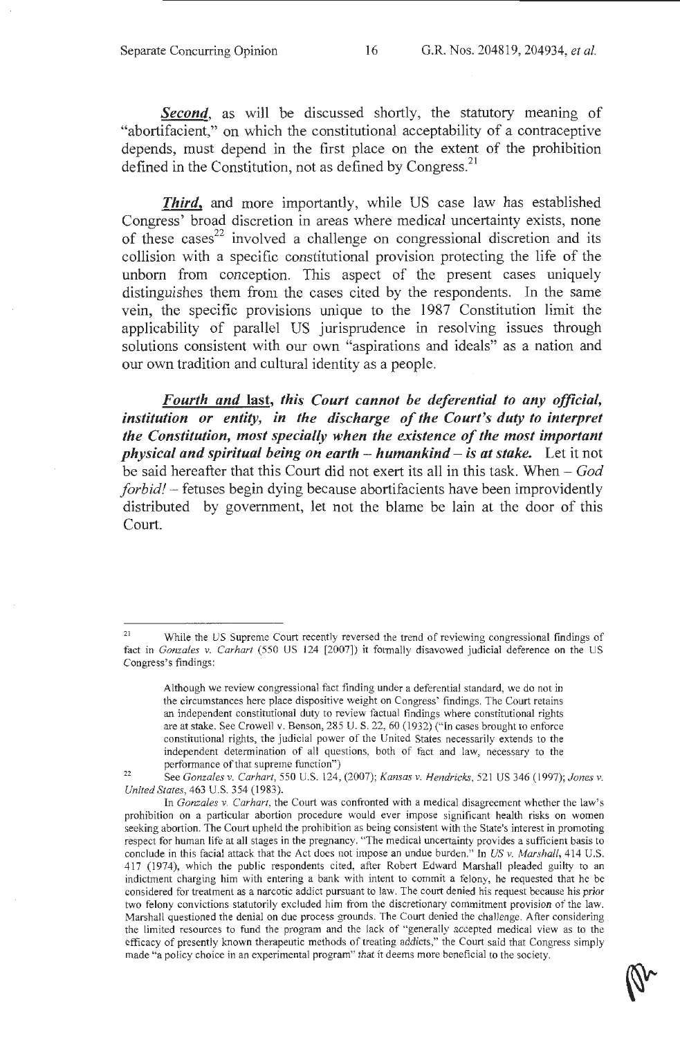***Second***, as will be discussed shortly, the statutory meaning of "abortifacient," on which the constitutional acceptability of a contraceptive depends, must depend in the first place on the extent of the prohibition defined in the Constitution, not as defined by Congress.[21]

***Third***, and more importantly, while US case law has established Congress' broad discretion in areas where medical uncertainty exists, none of these cases[22] involved a challenge on congressional discretion and its collision with a specific constitutional provision protecting the life of the unborn from conception. This aspect of the present cases uniquely distinguishes them from the cases cited by the respondents. In the same vein, the specific provisions unique to the 1987 Constitution limit the applicability of parallel US jurisprudence in resolving issues through solutions consistent with our own "aspirations and ideals" as a nation and our own tradition and cultural identity as a people.

***Fourth and last***, ***this Court cannot be deferential to any official, institution or entity, in the discharge of the Court's duty to interpret the Constitution, most specially when the existence of the most important physical and spiritual being on earth – humankind – is at stake.*** Let it not be said hereafter that this Court did not exert its all in this task. When – *God forbid!* – fetuses begin dying because abortifacients have been improvidently distributed by government, let not the blame be lain at the door of this Court.

---

[21] While the US Supreme Court recently reversed the trend of reviewing congressional findings of fact in *Gonzales v. Carhart* (550 US 124 [2007]) it formally disavowed judicial deference on the US Congress's findings:

> Although we review congressional fact finding under a deferential standard, we do not in the circumstances here place dispositive weight on Congress' findings. The Court retains an independent constitutional duty to review factual findings where constitutional rights are at stake. See Crowell v. Benson, 285 U. S. 22, 60 (1932) ("In cases brought to enforce constitutional rights, the judicial power of the United States necessarily extends to the independent determination of all questions, both of fact and law, necessary to the performance of that supreme function")

[22] See *Gonzales v. Carhart*, 550 U.S. 124, (2007); *Kansas v. Hendricks*, 521 US 346 (1997); *Jones v. United States*, 463 U.S. 354 (1983).

In *Gonzales v. Carhart*, the Court was confronted with a medical disagreement whether the law's prohibition on a particular abortion procedure would ever impose significant health risks on women seeking abortion. The Court upheld the prohibition as being consistent with the State's interest in promoting respect for human life at all stages in the pregnancy. "The medical uncertainty provides a sufficient basis to conclude in this facial attack that the Act does not impose an undue burden." In *US v. Marshall*, 414 U.S. 417 (1974), which the public respondents cited, after Robert Edward Marshall pleaded guilty to an indictment charging him with entering a bank with intent to commit a felony, he requested that he be considered for treatment as a narcotic addict pursuant to law. The court denied his request because his prior two felony convictions statutorily excluded him from the discretionary commitment provision of the law. Marshall questioned the denial on due process grounds. The Court denied the challenge. After considering the limited resources to fund the program and the lack of "generally accepted medical view as to the efficacy of presently known therapeutic methods of treating addicts," the Court said that Congress simply made "a policy choice in an experimental program" that it deems more beneficial to the society.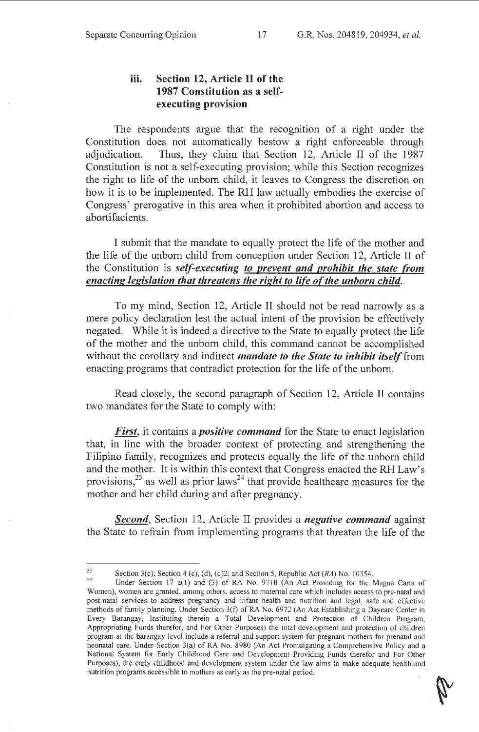### iii. Section 12, Article II of the 1987 Constitution as a self-executing provision

The respondents argue that the recognition of a right under the Constitution does not automatically bestow a right enforceable through adjudication. Thus, they claim that Section 12, Article II of the 1987 Constitution is not a self-executing provision; while this Section recognizes the right to life of the unborn child, it leaves to Congress the discretion on how it is to be implemented. The RH law actually embodies the exercise of Congress' prerogative in this area when it prohibited abortion and access to abortifacients.

I submit that the mandate to equally protect the life of the mother and the life of the unborn child from conception under Section 12, Article II of the Constitution is ***self-executing*** ***<u>to prevent and prohibit the state from enacting legislation that threatens the right to life of the unborn child</u>***.

To my mind, Section 12, Article II should not be read narrowly as a mere policy declaration lest the actual intent of the provision be effectively negated. While it is indeed a directive to the State to equally protect the life of the mother and the unborn child, this command cannot be accomplished without the corollary and indirect ***mandate to the State to inhibit itself*** from enacting programs that contradict protection for the life of the unborn.

Read closely, the second paragraph of Section 12, Article II contains two mandates for the State to comply with:

***<u>First</u>***, it contains a ***positive command*** for the State to enact legislation that, in line with the broader context of protecting and strengthening the Filipino family, recognizes and protects equally the life of the unborn child and the mother. It is within this context that Congress enacted the RH Law's provisions,[23] as well as prior laws[24] that provide healthcare measures for the mother and her child during and after pregnancy.

***<u>Second</u>***, Section 12, Article II provides a ***negative command*** against the State to refrain from implementing programs that threaten the life of the

---

[23] Section 3(c); Section 4 (c), (d), (q)2; and Section 5, Republic Act (*RA*) No. 10354.

[24] Under Section 17 a(1) and (3) of RA No. 9710 (An Act Providing for the Magna Carta of Women), women are granted, among others, access to maternal care which includes access to pre-natal and post-natal services to address pregnancy and infant health and nutrition and legal, safe and effective methods of family planning. Under Section 3(f) of RA No. 6972 (An Act Establishing a Daycare Center in Every Barangay, Instituting therein a Total Development and Protection of Children Program, Appropriating Funds therefor, and For Other Purposes) the total development and protection of children program at the barangay level include a referral and support system for pregnant mothers for prenatal and neonatal care. Under Section 3(a) of RA No. 8980 (An Act Promulgating a Comprehensive Policy and a National System for Early Childhood Care and Development Providing Funds therefor and For Other Purposes), the early childhood and development system under the law aims to make adequate health and nutrition programs accessible to mothers as early as the pre-natal period.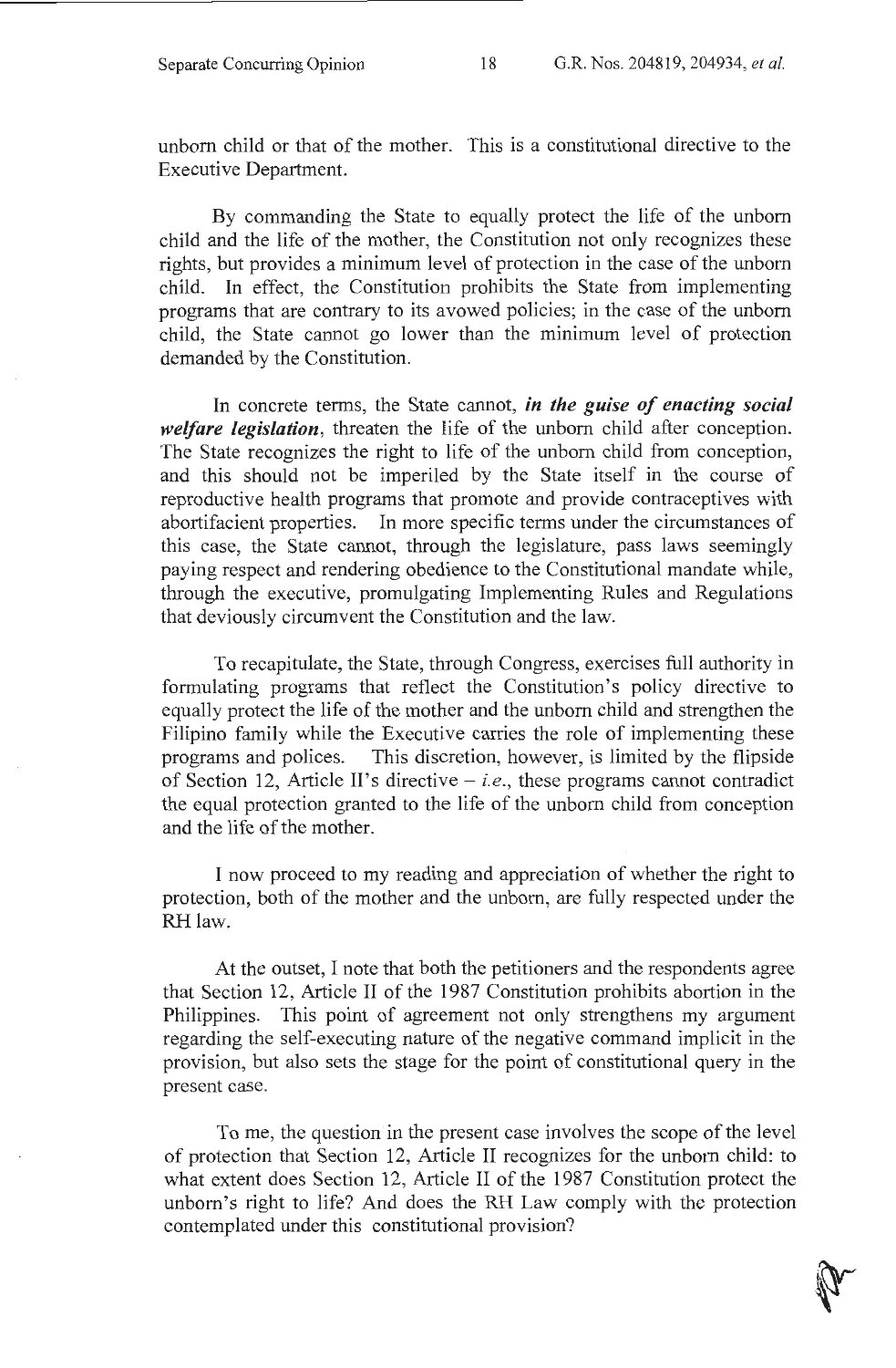unborn child or that of the mother. This is a constitutional directive to the Executive Department.

By commanding the State to equally protect the life of the unborn child and the life of the mother, the Constitution not only recognizes these rights, but provides a minimum level of protection in the case of the unborn child. In effect, the Constitution prohibits the State from implementing programs that are contrary to its avowed policies; in the case of the unborn child, the State cannot go lower than the minimum level of protection demanded by the Constitution.

In concrete terms, the State cannot, ***in the guise of enacting social welfare legislation***, threaten the life of the unborn child after conception. The State recognizes the right to life of the unborn child from conception, and this should not be imperiled by the State itself in the course of reproductive health programs that promote and provide contraceptives with abortifacient properties. In more specific terms under the circumstances of this case, the State cannot, through the legislature, pass laws seemingly paying respect and rendering obedience to the Constitutional mandate while, through the executive, promulgating Implementing Rules and Regulations that deviously circumvent the Constitution and the law.

To recapitulate, the State, through Congress, exercises full authority in formulating programs that reflect the Constitution's policy directive to equally protect the life of the mother and the unborn child and strengthen the Filipino family while the Executive carries the role of implementing these programs and polices. This discretion, however, is limited by the flipside of Section 12, Article II's directive – *i.e.*, these programs cannot contradict the equal protection granted to the life of the unborn child from conception and the life of the mother.

I now proceed to my reading and appreciation of whether the right to protection, both of the mother and the unborn, are fully respected under the RH law.

At the outset, I note that both the petitioners and the respondents agree that Section 12, Article II of the 1987 Constitution prohibits abortion in the Philippines. This point of agreement not only strengthens my argument regarding the self-executing nature of the negative command implicit in the provision, but also sets the stage for the point of constitutional query in the present case.

To me, the question in the present case involves the scope of the level of protection that Section 12, Article II recognizes for the unborn child: to what extent does Section 12, Article II of the 1987 Constitution protect the unborn's right to life? And does the RH Law comply with the protection contemplated under this constitutional provision?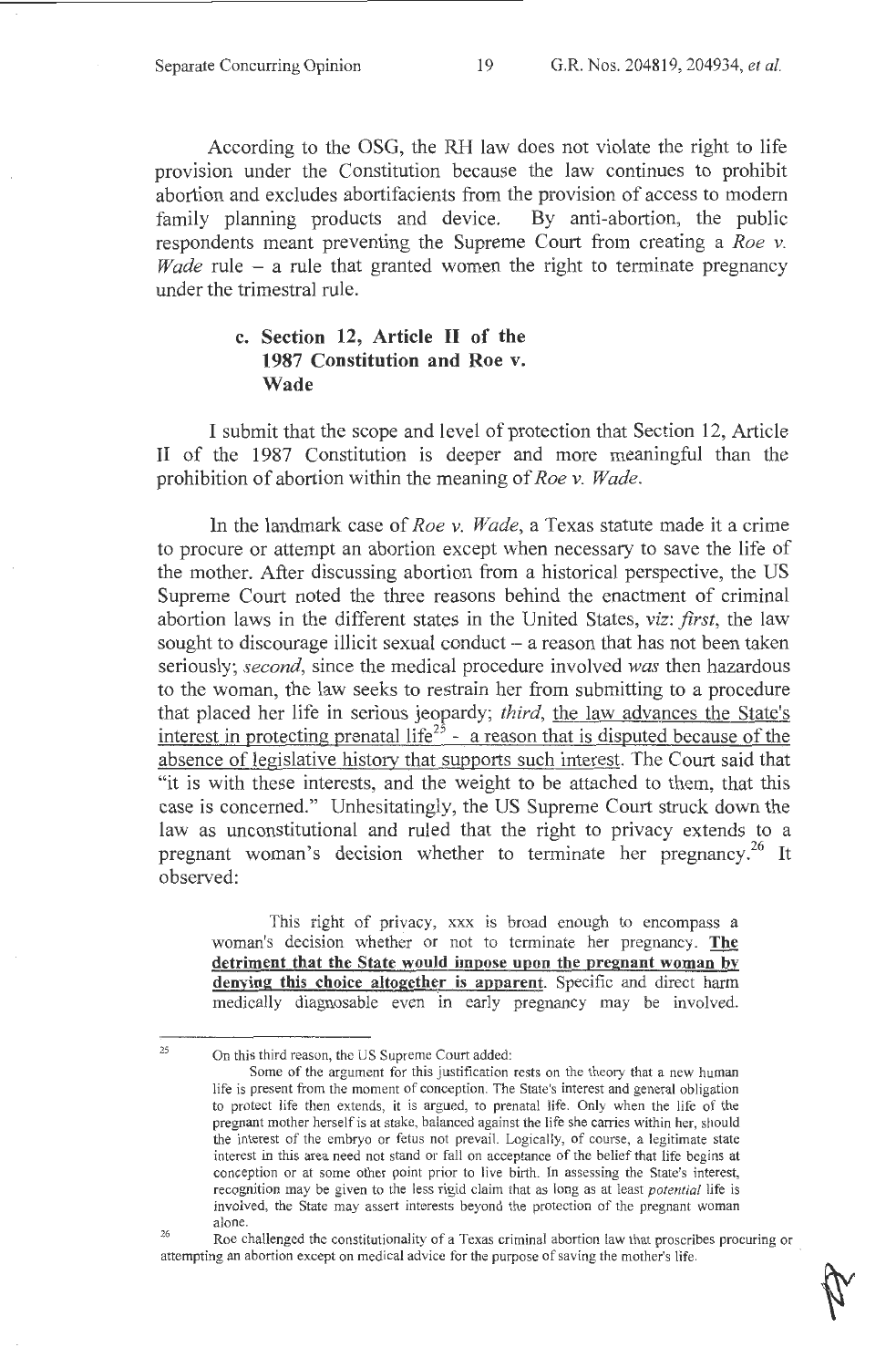According to the OSG, the RH law does not violate the right to life provision under the Constitution because the law continues to prohibit abortion and excludes abortifacients from the provision of access to modern family planning products and device. By anti-abortion, the public respondents meant preventing the Supreme Court from creating a *Roe v. Wade* rule – a rule that granted women the right to terminate pregnancy under the trimestral rule.

### c. Section 12, Article II of the 1987 Constitution and Roe v. Wade

I submit that the scope and level of protection that Section 12, Article II of the 1987 Constitution is deeper and more meaningful than the prohibition of abortion within the meaning of *Roe v. Wade*.

In the landmark case of *Roe v. Wade*, a Texas statute made it a crime to procure or attempt an abortion except when necessary to save the life of the mother. After discussing abortion from a historical perspective, the US Supreme Court noted the three reasons behind the enactment of criminal abortion laws in the different states in the United States, *viz*: *first*, the law sought to discourage illicit sexual conduct – a reason that has not been taken seriously; *second*, since the medical procedure involved *was* then hazardous to the woman, the law seeks to restrain her from submitting to a procedure that placed her life in serious jeopardy; *third*, <u>the law advances the State's interest in protecting prenatal life</u>[25] - <u>a reason that is disputed because of the absence of legislative history that supports such interest</u>. The Court said that "it is with these interests, and the weight to be attached to them, that this case is concerned." Unhesitatingly, the US Supreme Court struck down the law as unconstitutional and ruled that the right to privacy extends to a pregnant woman's decision whether to terminate her pregnancy.[26] It observed:

> This right of privacy, xxx is broad enough to encompass a woman's decision whether or not to terminate her pregnancy. **<u>The detriment that the State would impose upon the pregnant woman by denying this choice altogether is apparent</u>**. Specific and direct harm medically diagnosable even in early pregnancy may be involved.

---

[25] On this third reason, the US Supreme Court added:

> Some of the argument for this justification rests on the theory that a new human life is present from the moment of conception. The State's interest and general obligation to protect life then extends, it is argued, to prenatal life. Only when the life of the pregnant mother herself is at stake, balanced against the life she carries within her, should the interest of the embryo or fetus not prevail. Logically, of course, a legitimate state interest in this area need not stand or fall on acceptance of the belief that life begins at conception or at some other point prior to live birth. In assessing the State's interest, recognition may be given to the less rigid claim that as long as at least *potential* life is involved, the State may assert interests beyond the protection of the pregnant woman alone.

[26] Roe challenged the constitutionality of a Texas criminal abortion law that proscribes procuring or attempting an abortion except on medical advice for the purpose of saving the mother's life.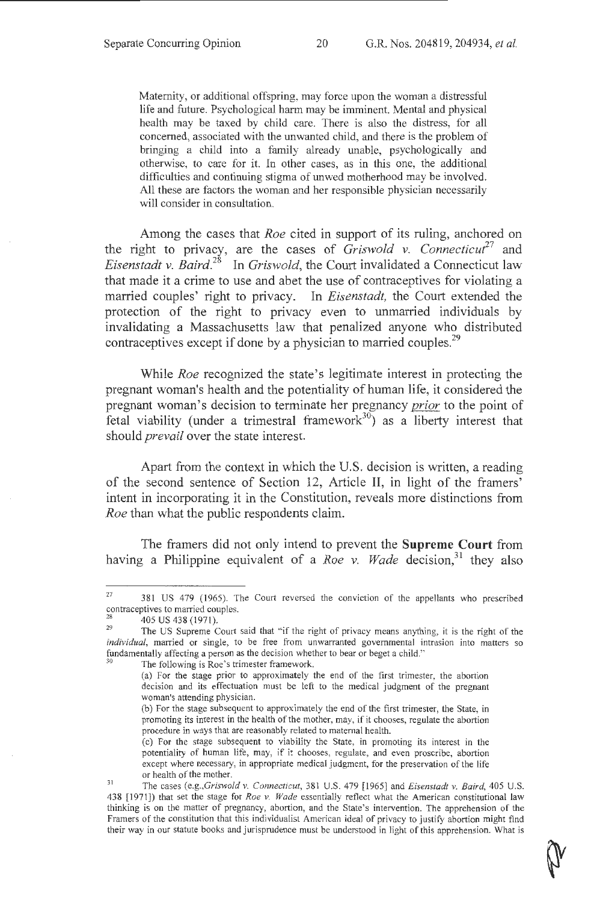> Maternity, or additional offspring, may force upon the woman a distressful life and future. Psychological harm may be imminent. Mental and physical health may be taxed by child care. There is also the distress, for all concerned, associated with the unwanted child, and there is the problem of bringing a child into a family already unable, psychologically and otherwise, to care for it. In other cases, as in this one, the additional difficulties and continuing stigma of unwed motherhood may be involved. All these are factors the woman and her responsible physician necessarily will consider in consultation.

Among the cases that *Roe* cited in support of its ruling, anchored on the right to privacy, are the cases of *Griswold v. Connecticut*[27] and *Eisenstadt v. Baird*.[28] In *Griswold*, the Court invalidated a Connecticut law that made it a crime to use and abet the use of contraceptives for violating a married couples' right to privacy. In *Eisenstadt*, the Court extended the protection of the right to privacy even to unmarried individuals by invalidating a Massachusetts law that penalized anyone who distributed contraceptives except if done by a physician to married couples.[29]

While *Roe* recognized the state's legitimate interest in protecting the pregnant woman's health and the potentiality of human life, it considered the pregnant woman's decision to terminate her pregnancy ***prior*** to the point of fetal viability (under a trimestral framework[30]) as a liberty interest that should *prevail* over the state interest.

Apart from the context in which the U.S. decision is written, a reading of the second sentence of Section 12, Article II, in light of the framers' intent in incorporating it in the Constitution, reveals more distinctions from *Roe* than what the public respondents claim.

The framers did not only intend to prevent the **Supreme Court** from having a Philippine equivalent of a *Roe v. Wade* decision,[31] they also

---

[27] 381 US 479 (1965). The Court reversed the conviction of the appellants who prescribed contraceptives to married couples.

[28] 405 US 438 (1971).

[29] The US Supreme Court said that "if the right of privacy means anything, it is the right of the *individual*, married or single, to be free from unwarranted governmental intrusion into matters so fundamentally affecting a person as the decision whether to bear or beget a child."

[30] The following is Roe's trimester framework.

(a) For the stage prior to approximately the end of the first trimester, the abortion decision and its effectuation must be left to the medical judgment of the pregnant woman's attending physician.

(b) For the stage subsequent to approximately the end of the first trimester, the State, in promoting its interest in the health of the mother, may, if it chooses, regulate the abortion procedure in ways that are reasonably related to maternal health.

(c) For the stage subsequent to viability the State, in promoting its interest in the potentiality of human life, may, if it chooses, regulate, and even proscribe, abortion except where necessary, in appropriate medical judgment, for the preservation of the life or health of the mother.

[31] The cases (e.g.,*Griswold v. Connecticut*, 381 U.S. 479 [1965] and *Eisenstadt v. Baird*, 405 U.S. 438 [1971]) that set the stage for *Roe v. Wade* essentially reflect what the American constitutional law thinking is on the matter of pregnancy, abortion, and the State's intervention. The apprehension of the Framers of the constitution that this individualist American ideal of privacy to justify abortion might find their way in our statute books and jurisprudence must be understood in light of this apprehension. What is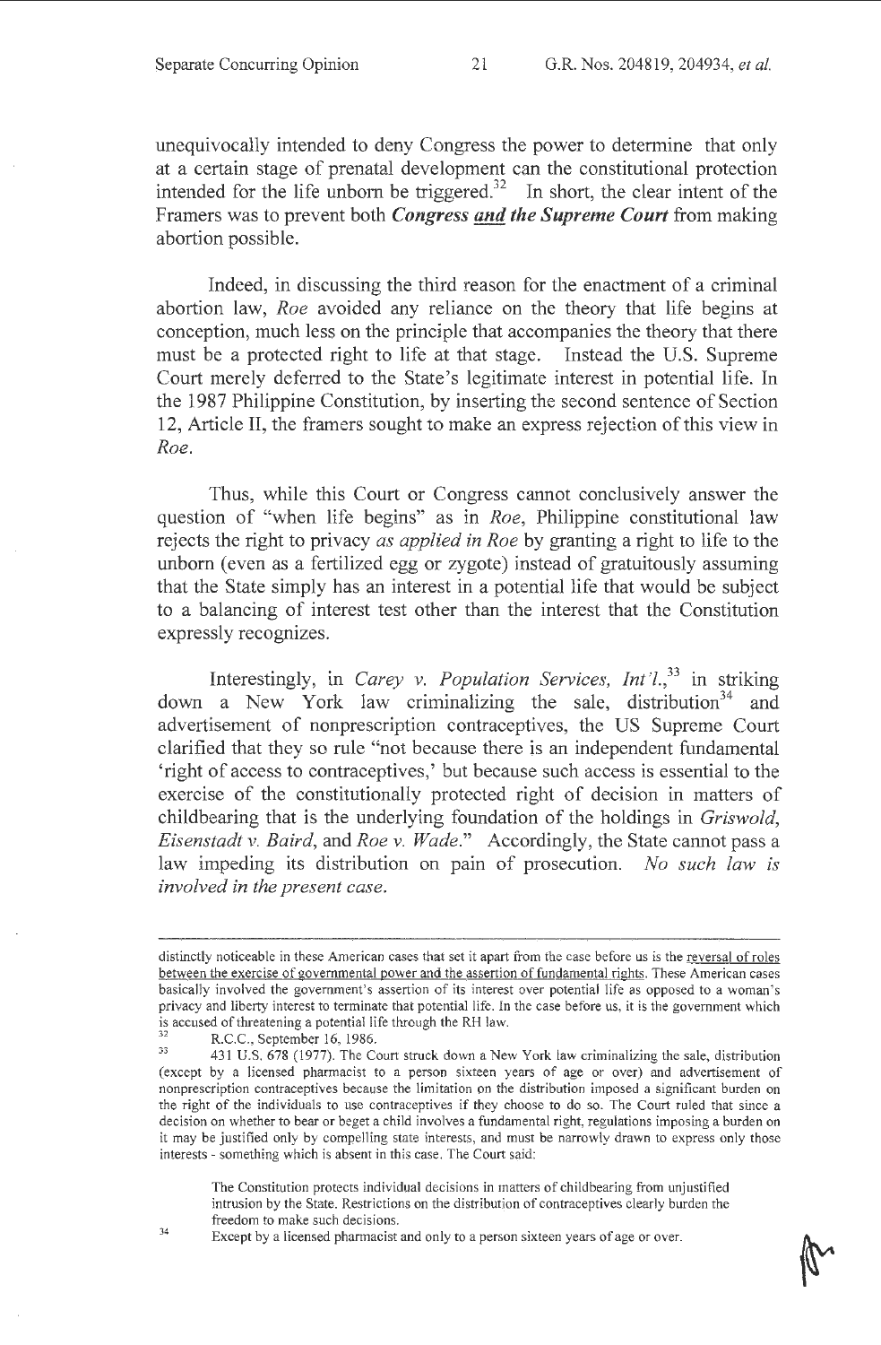unequivocally intended to deny Congress the power to determine that only at a certain stage of prenatal development can the constitutional protection intended for the life unborn be triggered.[32] In short, the clear intent of the Framers was to prevent both ***Congress <u>and</u> the Supreme Court*** from making abortion possible.

Indeed, in discussing the third reason for the enactment of a criminal abortion law, *Roe* avoided any reliance on the theory that life begins at conception, much less on the principle that accompanies the theory that there must be a protected right to life at that stage. Instead the U.S. Supreme Court merely deferred to the State's legitimate interest in potential life. In the 1987 Philippine Constitution, by inserting the second sentence of Section 12, Article II, the framers sought to make an express rejection of this view in *Roe*.

Thus, while this Court or Congress cannot conclusively answer the question of "when life begins" as in *Roe*, Philippine constitutional law rejects the right to privacy *as applied in Roe* by granting a right to life to the unborn (even as a fertilized egg or zygote) instead of gratuitously assuming that the State simply has an interest in a potential life that would be subject to a balancing of interest test other than the interest that the Constitution expressly recognizes.

Interestingly, in *Carey v. Population Services, Int'l.*,[33] in striking down a New York law criminalizing the sale, distribution[34] and advertisement of nonprescription contraceptives, the US Supreme Court clarified that they so rule "not because there is an independent fundamental 'right of access to contraceptives,' but because such access is essential to the exercise of the constitutionally protected right of decision in matters of childbearing that is the underlying foundation of the holdings in *Griswold*, *Eisenstadt v. Baird*, and *Roe v. Wade*." Accordingly, the State cannot pass a law impeding its distribution on pain of prosecution. *No such law is involved in the present case.*

---

distinctly noticeable in these American cases that set it apart from the case before us is the <u>reversal of roles between the exercise of governmental power and the assertion of fundamental rights</u>. These American cases basically involved the government's assertion of its interest over potential life as opposed to a woman's privacy and liberty interest to terminate that potential life. In the case before us, it is the government which is accused of threatening a potential life through the RH law.

[32] R.C.C., September 16, 1986.

[33] 431 U.S. 678 (1977). The Court struck down a New York law criminalizing the sale, distribution (except by a licensed pharmacist to a person sixteen years of age or over) and advertisement of nonprescription contraceptives because the limitation on the distribution imposed a significant burden on the right of the individuals to use contraceptives if they choose to do so. The Court ruled that since a decision on whether to bear or beget a child involves a fundamental right, regulations imposing a burden on it may be justified only by compelling state interests, and must be narrowly drawn to express only those interests - something which is absent in this case. The Court said:

> The Constitution protects individual decisions in matters of childbearing from unjustified intrusion by the State. Restrictions on the distribution of contraceptives clearly burden the freedom to make such decisions.

[34] Except by a licensed pharmacist and only to a person sixteen years of age or over.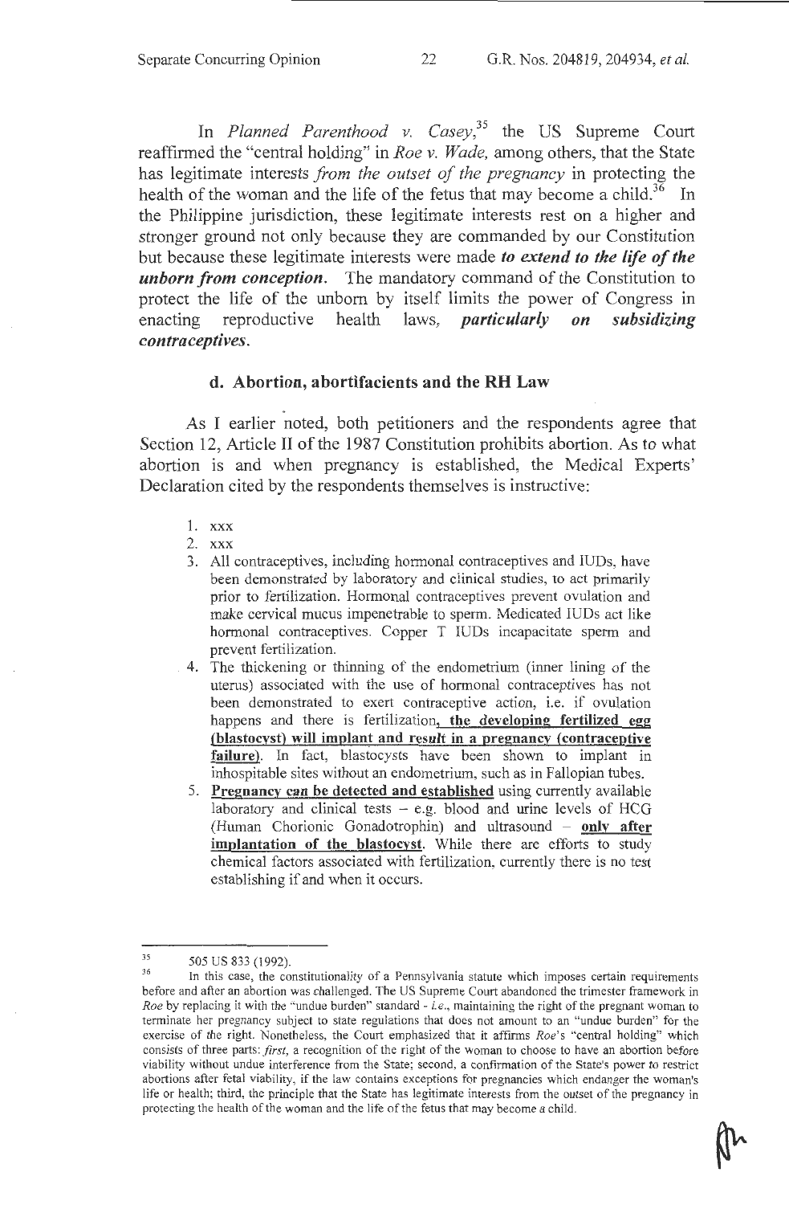In *Planned Parenthood v. Casey*,[35] the US Supreme Court reaffirmed the "central holding" in *Roe v. Wade*, among others, that the State has legitimate interests *from the outset of the pregnancy* in protecting the health of the woman and the life of the fetus that may become a child.[36] In the Philippine jurisdiction, these legitimate interests rest on a higher and stronger ground not only because they are commanded by our Constitution but because these legitimate interests were made ***to extend to the life of the unborn from conception***. The mandatory command of the Constitution to protect the life of the unborn by itself limits the power of Congress in enacting reproductive health laws, ***particularly on subsidizing contraceptives***.

### d. Abortion, abortifacients and the RH Law

As I earlier noted, both petitioners and the respondents agree that Section 12, Article II of the 1987 Constitution prohibits abortion. As to what abortion is and when pregnancy is established, the Medical Experts' Declaration cited by the respondents themselves is instructive:

> 1. xxx
> 2. xxx
> 3. All contraceptives, including hormonal contraceptives and IUDs, have been demonstrated by laboratory and clinical studies, to act primarily prior to fertilization. Hormonal contraceptives prevent ovulation and make cervical mucus impenetrable to sperm. Medicated IUDs act like hormonal contraceptives. Copper T IUDs incapacitate sperm and prevent fertilization.
> 4. The thickening or thinning of the endometrium (inner lining of the uterus) associated with the use of hormonal contraceptives has not been demonstrated to exert contraceptive action, i.e. if ovulation happens and there is fertilization, **the developing fertilized egg (blastocyst) will implant and *result* in a pregnancy (contraceptive failure)**. In fact, blastocysts have been shown to implant in inhospitable sites without an endometrium, such as in Fallopian tubes.
> 5. **Pregnancy *can* be detected and established** using currently available laboratory and clinical tests – e.g. blood and urine levels of HCG (Human Chorionic Gonadotrophin) and ultrasound – **only after implantation of the blastocyst**. While there are efforts to study chemical factors associated with fertilization, currently there is no test establishing if and when it occurs.

---

[35] 505 US 833 (1992).

[36] In this case, the constitutionality of a Pennsylvania statute which imposes certain requirements before and after an abortion was challenged. The US Supreme Court abandoned the trimester framework in *Roe* by replacing it with the "undue burden" standard - *i.e.*, maintaining the right of the pregnant woman to terminate her pregnancy subject to state regulations that does not amount to an "undue burden" for the exercise of the right. Nonetheless, the Court emphasized that it affirms *Roe*'s "central holding" which consists of three parts: *first*, a recognition of the right of the woman to choose to have an abortion before viability without undue interference from the State; second, a confirmation of the State's power to restrict abortions after fetal viability, if the law contains exceptions for pregnancies which endanger the woman's life or health; third, the principle that the State has legitimate interests from the outset of the pregnancy in protecting the health of the woman and the life of the fetus that may become a child.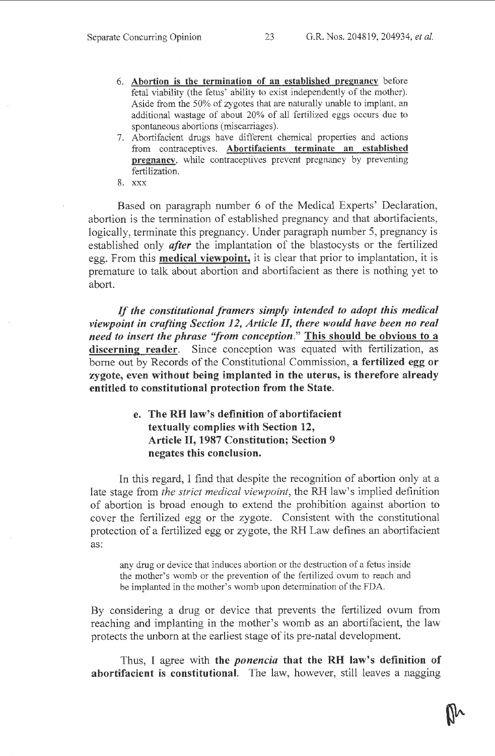6. **Abortion is the termination of an established pregnancy** before fetal viability (the fetus' ability to exist independently of the mother). Aside from the 50% of zygotes that are naturally unable to implant, an additional wastage of about 20% of all fertilized eggs occurs due to spontaneous abortions (miscarriages).
7. Abortifacient drugs have different chemical properties and actions from contraceptives. **Abortifacients terminate an established pregnancy**, while contraceptives prevent pregnancy by preventing fertilization.
8. xxx

Based on paragraph number 6 of the Medical Experts' Declaration, abortion is the termination of established pregnancy and that abortifacients, logically, terminate this pregnancy. Under paragraph number 5, pregnancy is established only ***after*** the implantation of the blastocysts or the fertilized egg. From this **medical viewpoint,** it is clear that prior to implantation, it is premature to talk about abortion and abortifacient as there is nothing yet to abort.

***If the constitutional framers simply intended to adopt this medical viewpoint in crafting Section 12, Article II, there would have been no real need to insert the phrase "from conception."*** **This should be obvious to a discerning reader**. Since conception was equated with fertilization, as borne out by Records of the Constitutional Commission, **a fertilized egg or zygote, even without being implanted in the uterus, is therefore already entitled to constitutional protection from the State.**

#### e. The RH law's definition of abortifacient textually complies with Section 12, Article II, 1987 Constitution; Section 9 negates this conclusion.

In this regard, I find that despite the recognition of abortion only at a late stage from *the strict medical viewpoint*, the RH law's implied definition of abortion is broad enough to extend the prohibition against abortion to cover the fertilized egg or the zygote. Consistent with the constitutional protection of a fertilized egg or zygote, the RH Law defines an abortifacient as:

> any drug or device that induces abortion or the destruction of a fetus inside the mother's womb or the prevention of the fertilized ovum to reach and be implanted in the mother's womb upon determination of the FDA.

By considering a drug or device that prevents the fertilized ovum from reaching and implanting in the mother's womb as an abortifacient, the law protects the unborn at the earliest stage of its pre-natal development.

Thus, I agree with **the *ponencia* that the RH law's definition of abortifacient is constitutional**. The law, however, still leaves a nagging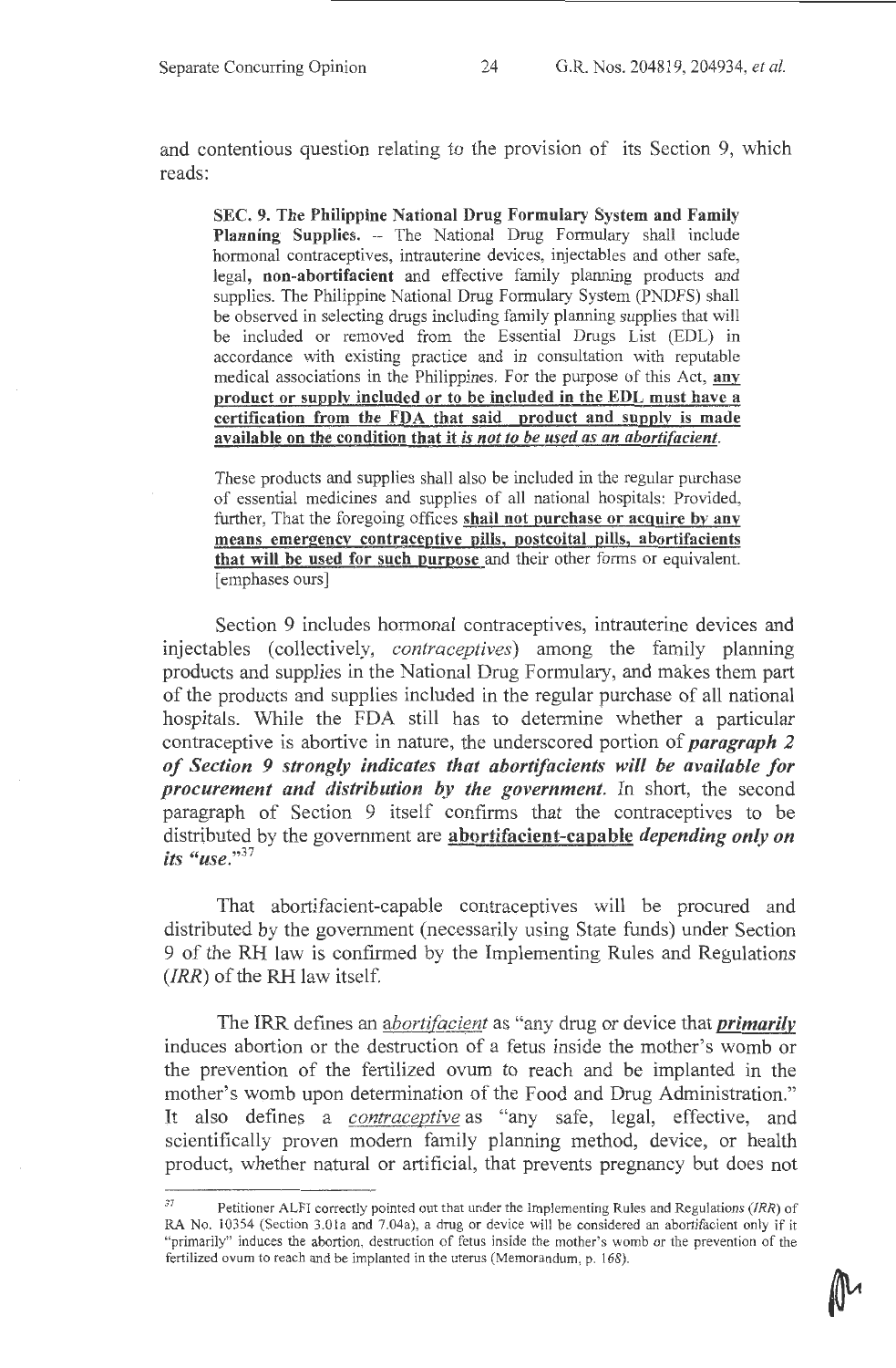and contentious question relating to the provision of its Section 9, which reads:

> **SEC. 9. The Philippine National Drug Formulary System and Family Planning Supplies.** -- The National Drug Formulary shall include hormonal contraceptives, intrauterine devices, injectables and other safe, legal, **non-abortifacient** and effective family planning products and supplies. The Philippine National Drug Formulary System (PNDFS) shall be observed in selecting drugs including family planning supplies that will be included or removed from the Essential Drugs List (EDL) in accordance with existing practice and in consultation with reputable medical associations in the Philippines. For the purpose of this Act, **any product or supply included or to be included in the EDL must have a certification from the FDA that said product and supply is made available on the condition that it *is not to be used as an abortifacient*.**
>
> These products and supplies shall also be included in the regular purchase of essential medicines and supplies of all national hospitals: Provided, further, That the foregoing offices **shall not purchase or acquire by any means emergency contraceptive pills, postcoital pills, abortifacients that will be used for such purpose** and their other forms or equivalent. [emphases ours]

Section 9 includes hormonal contraceptives, intrauterine devices and injectables (collectively, *contraceptives*) among the family planning products and supplies in the National Drug Formulary, and makes them part of the products and supplies included in the regular purchase of all national hospitals. While the FDA still has to determine whether a particular contraceptive is abortive in nature, the underscored portion of ***paragraph 2 of Section 9 strongly indicates that abortifacients will be available for procurement and distribution by the government.*** In short, the second paragraph of Section 9 itself confirms that the contraceptives to be distributed by the government are **abortifacient-capable** ***depending only on its "use."***[37]

That abortifacient-capable contraceptives will be procured and distributed by the government (necessarily using State funds) under Section 9 of the RH law is confirmed by the Implementing Rules and Regulations (*IRR*) of the RH law itself.

The IRR defines an *abortifacient* as "any drug or device that ***primarily*** induces abortion or the destruction of a fetus inside the mother's womb or the prevention of the fertilized ovum to reach and be implanted in the mother's womb upon determination of the Food and Drug Administration." It also defines a *contraceptive* as "any safe, legal, effective, and scientifically proven modern family planning method, device, or health product, whether natural or artificial, that prevents pregnancy but does not

---

[37] Petitioner ALFI correctly pointed out that under the Implementing Rules and Regulations (*IRR*) of RA No. 10354 (Section 3.01a and 7.04a), a drug or device will be considered an abortifacient only if it "primarily" induces the abortion, destruction of fetus inside the mother's womb or the prevention of the fertilized ovum to reach and be implanted in the uterus (Memorandum, p. 168).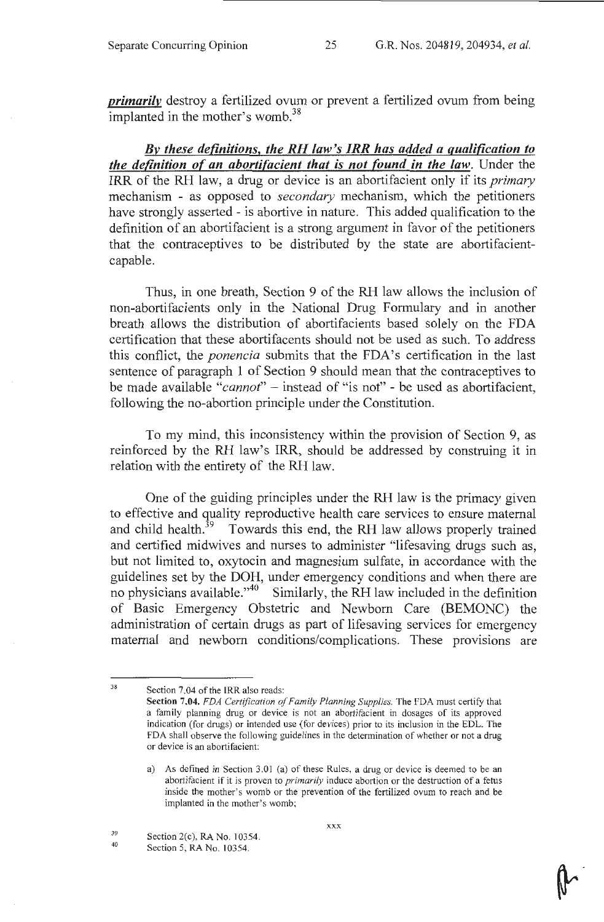***primarily*** destroy a fertilized ovum or prevent a fertilized ovum from being implanted in the mother's womb.[38]

***By these definitions, the RH law's IRR has added a qualification to the definition of an abortifacient that is not found in the law.*** Under the IRR of the RH law, a drug or device is an abortifacient only if its *primary* mechanism - as opposed to *secondary* mechanism, which the petitioners have strongly asserted - is abortive in nature. This added qualification to the definition of an abortifacient is a strong argument in favor of the petitioners that the contraceptives to be distributed by the state are abortifacient-capable.

Thus, in one breath, Section 9 of the RH law allows the inclusion of non-abortifacients only in the National Drug Formulary and in another breath allows the distribution of abortifacients based solely on the FDA certification that these abortifacents should not be used as such. To address this conflict, the *ponencia* submits that the FDA's certification in the last sentence of paragraph 1 of Section 9 should mean that the contraceptives to be made available "*cannot*" – instead of "is not" - be used as abortifacient, following the no-abortion principle under the Constitution.

To my mind, this inconsistency within the provision of Section 9, as reinforced by the RH law's IRR, should be addressed by construing it in relation with the entirety of the RH law.

One of the guiding principles under the RH law is the primacy given to effective and quality reproductive health care services to ensure maternal and child health.[39] Towards this end, the RH law allows properly trained and certified midwives and nurses to administer "lifesaving drugs such as, but not limited to, oxytocin and magnesium sulfate, in accordance with the guidelines set by the DOH, under emergency conditions and when there are no physicians available."[40] Similarly, the RH law included in the definition of Basic Emergency Obstetric and Newborn Care (BEMONC) the administration of certain drugs as part of lifesaving services for emergency maternal and newborn conditions/complications. These provisions are

---

[38] Section 7.04 of the IRR also reads:

**Section 7.04.** *FDA Certification of Family Planning Supplies.* The FDA must certify that a family planning drug or device is not an abortifacient in dosages of its approved indication (for drugs) or intended use (for devices) prior to its inclusion in the EDL. The FDA shall observe the following guidelines in the determination of whether or not a drug or device is an abortifacient:

a) As defined in Section 3.01 (a) of these Rules, a drug or device is deemed to be an abortifacient if it is proven to *primarily* induce abortion or the destruction of a fetus inside the mother's womb or the prevention of the fertilized ovum to reach and be implanted in the mother's womb;

xxx

[39] Section 2(c), RA No. 10354.

[40] Section 5, RA No. 10354.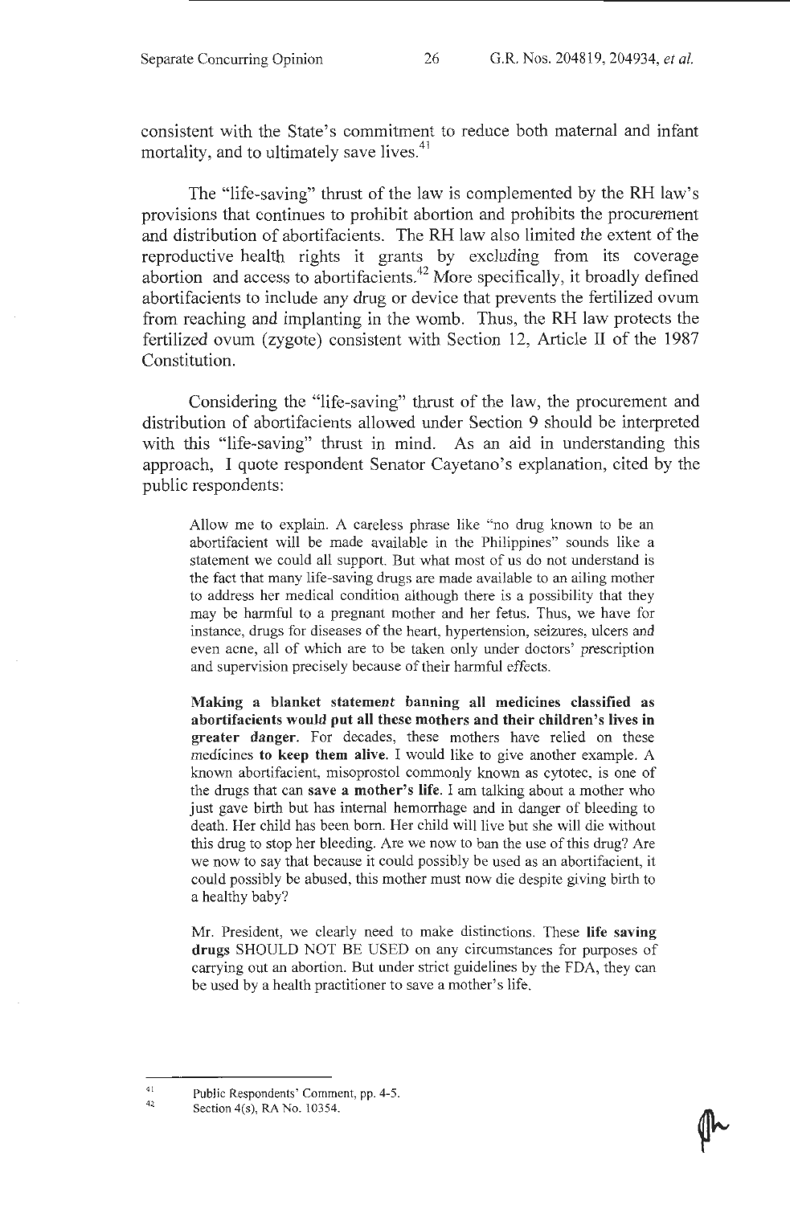consistent with the State's commitment to reduce both maternal and infant mortality, and to ultimately save lives.[41]

The "life-saving" thrust of the law is complemented by the RH law's provisions that continues to prohibit abortion and prohibits the procurement and distribution of abortifacients. The RH law also limited the extent of the reproductive health rights it grants by excluding from its coverage abortion and access to abortifacients.[42] More specifically, it broadly defined abortifacients to include any drug or device that prevents the fertilized ovum from reaching and implanting in the womb. Thus, the RH law protects the fertilized ovum (zygote) consistent with Section 12, Article II of the 1987 Constitution.

Considering the "life-saving" thrust of the law, the procurement and distribution of abortifacients allowed under Section 9 should be interpreted with this "life-saving" thrust in mind. As an aid in understanding this approach, I quote respondent Senator Cayetano's explanation, cited by the public respondents:

> Allow me to explain. A careless phrase like "no drug known to be an abortifacient will be made available in the Philippines" sounds like a statement we could all support. But what most of us do not understand is the fact that many life-saving drugs are made available to an ailing mother to address her medical condition although there is a possibility that they may be harmful to a pregnant mother and her fetus. Thus, we have for instance, drugs for diseases of the heart, hypertension, seizures, ulcers and even acne, all of which are to be taken only under doctors' prescription and supervision precisely because of their harmful effects.
>
> **Making a blanket statement banning all medicines classified as abortifacients would put all these mothers and their children's lives in greater danger.** For decades, these mothers have relied on these medicines **to keep them alive.** I would like to give another example. A known abortifacient, misoprostol commonly known as cytotec, is one of the drugs that can **save a mother's life.** I am talking about a mother who just gave birth but has internal hemorrhage and in danger of bleeding to death. Her child has been born. Her child will live but she will die without this drug to stop her bleeding. Are we now to ban the use of this drug? Are we now to say that because it could possibly be used as an abortifacient, it could possibly be abused, this mother must now die despite giving birth to a healthy baby?
>
> Mr. President, we clearly need to make distinctions. These **life saving drugs** SHOULD NOT BE USED on any circumstances for purposes of carrying out an abortion. But under strict guidelines by the FDA, they can be used by a health practitioner to save a mother's life.

---

[41] Public Respondents' Comment, pp. 4-5.

[42] Section 4(s), RA No. 10354.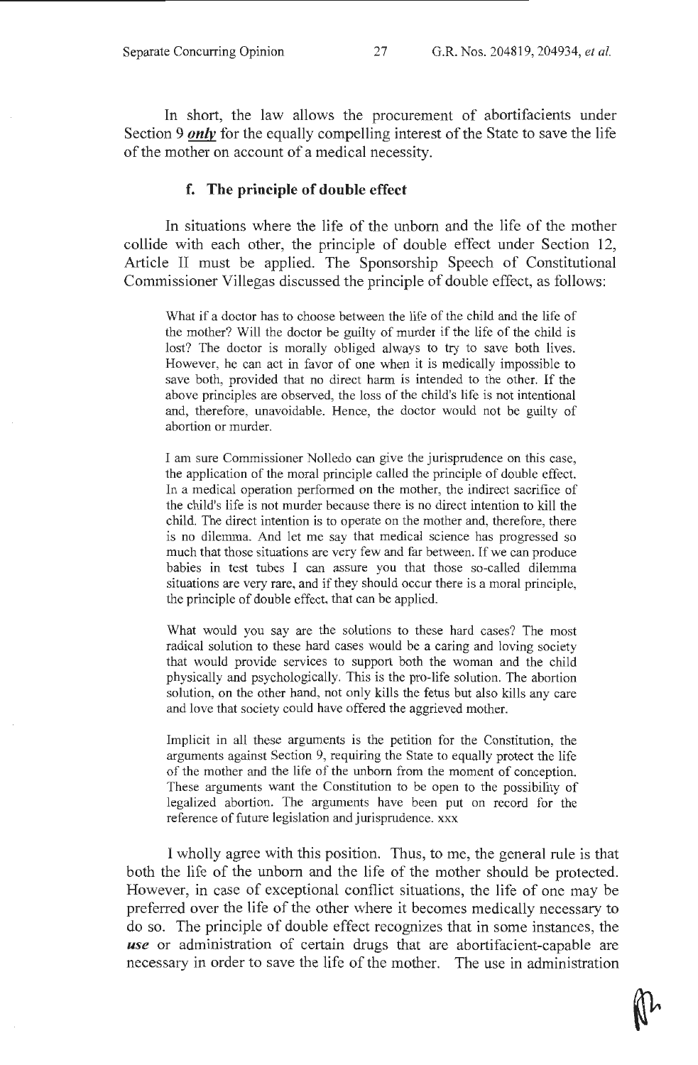In short, the law allows the procurement of abortifacients under Section 9 ***only*** for the equally compelling interest of the State to save the life of the mother on account of a medical necessity.

### f. The principle of double effect

In situations where the life of the unborn and the life of the mother collide with each other, the principle of double effect under Section 12, Article II must be applied. The Sponsorship Speech of Constitutional Commissioner Villegas discussed the principle of double effect, as follows:

> What if a doctor has to choose between the life of the child and the life of the mother? Will the doctor be guilty of murder if the life of the child is lost? The doctor is morally obliged always to try to save both lives. However, he can act in favor of one when it is medically impossible to save both, provided that no direct harm is intended to the other. If the above principles are observed, the loss of the child's life is not intentional and, therefore, unavoidable. Hence, the doctor would not be guilty of abortion or murder.
>
> I am sure Commissioner Nolledo can give the jurisprudence on this case, the application of the moral principle called the principle of double effect. In a medical operation performed on the mother, the indirect sacrifice of the child's life is not murder because there is no direct intention to kill the child. The direct intention is to operate on the mother and, therefore, there is no dilemma. And let me say that medical science has progressed so much that those situations are very few and far between. If we can produce babies in test tubes I can assure you that those so-called dilemma situations are very rare, and if they should occur there is a moral principle, the principle of double effect, that can be applied.
>
> What would you say are the solutions to these hard cases? The most radical solution to these hard cases would be a caring and loving society that would provide services to support both the woman and the child physically and psychologically. This is the pro-life solution. The abortion solution, on the other hand, not only kills the fetus but also kills any care and love that society could have offered the aggrieved mother.
>
> Implicit in all these arguments is the petition for the Constitution, the arguments against Section 9, requiring the State to equally protect the life of the mother and the life of the unborn from the moment of conception. These arguments want the Constitution to be open to the possibility of legalized abortion. The arguments have been put on record for the reference of future legislation and jurisprudence. xxx

I wholly agree with this position. Thus, to me, the general rule is that both the life of the unborn and the life of the mother should be protected. However, in case of exceptional conflict situations, the life of one may be preferred over the life of the other where it becomes medically necessary to do so. The principle of double effect recognizes that in some instances, the ***use*** or administration of certain drugs that are abortifacient-capable are necessary in order to save the life of the mother. The use in administration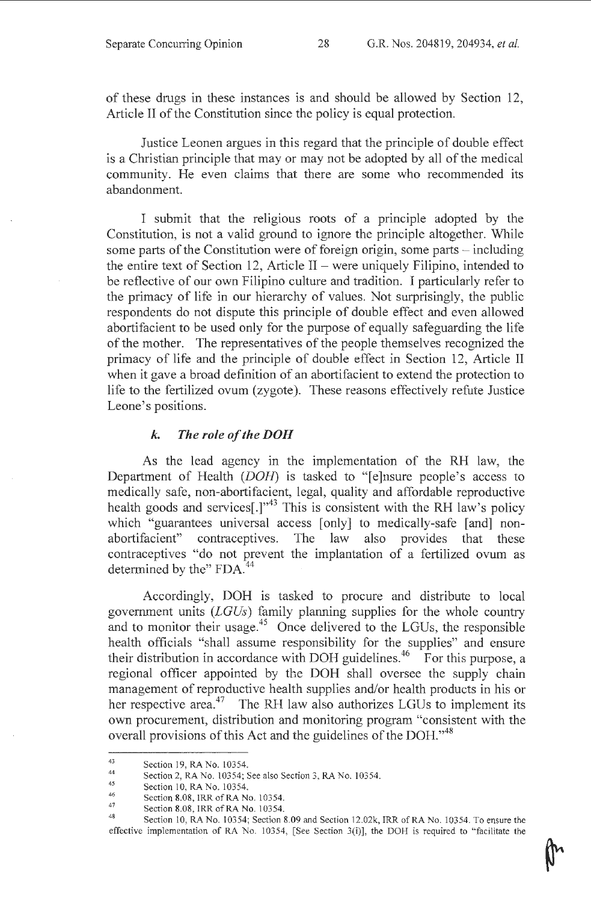of these drugs in these instances is and should be allowed by Section 12, Article II of the Constitution since the policy is equal protection.

Justice Leonen argues in this regard that the principle of double effect is a Christian principle that may or may not be adopted by all of the medical community. He even claims that there are some who recommended its abandonment.

I submit that the religious roots of a principle adopted by the Constitution, is not a valid ground to ignore the principle altogether. While some parts of the Constitution were of foreign origin, some parts – including the entire text of Section 12, Article II – were uniquely Filipino, intended to be reflective of our own Filipino culture and tradition. I particularly refer to the primacy of life in our hierarchy of values. Not surprisingly, the public respondents do not dispute this principle of double effect and even allowed abortifacient to be used only for the purpose of equally safeguarding the life of the mother. The representatives of the people themselves recognized the primacy of life and the principle of double effect in Section 12, Article II when it gave a broad definition of an abortifacient to extend the protection to life to the fertilized ovum (zygote). These reasons effectively refute Justice Leone's positions.

### *k. The role of the DOH*

As the lead agency in the implementation of the RH law, the Department of Health (*DOH*) is tasked to "[e]nsure people's access to medically safe, non-abortifacient, legal, quality and affordable reproductive health goods and services[.]"[43] This is consistent with the RH law's policy which "guarantees universal access [only] to medically-safe [and] non-abortifacient" contraceptives. The law also provides that these contraceptives "do not prevent the implantation of a fertilized ovum as determined by the" FDA.[44]

Accordingly, DOH is tasked to procure and distribute to local government units (*LGUs*) family planning supplies for the whole country and to monitor their usage.[45] Once delivered to the LGUs, the responsible health officials "shall assume responsibility for the supplies" and ensure their distribution in accordance with DOH guidelines.[46] For this purpose, a regional officer appointed by the DOH shall oversee the supply chain management of reproductive health supplies and/or health products in his or her respective area.[47] The RH law also authorizes LGUs to implement its own procurement, distribution and monitoring program "consistent with the overall provisions of this Act and the guidelines of the DOH."[48]

---

[43] Section 19, RA No. 10354.

[44] Section 2, RA No. 10354; See also Section 3, RA No. 10354.

[45] Section 10, RA No. 10354.

[46] Section 8.08, IRR of RA No. 10354.

[47] Section 8.08, IRR of RA No. 10354.

[48] Section 10, RA No. 10354; Section 8.09 and Section 12.02k, IRR of RA No. 10354. To ensure the effective implementation of RA No. 10354, [See Section 3(i)], the DOH is required to "facilitate the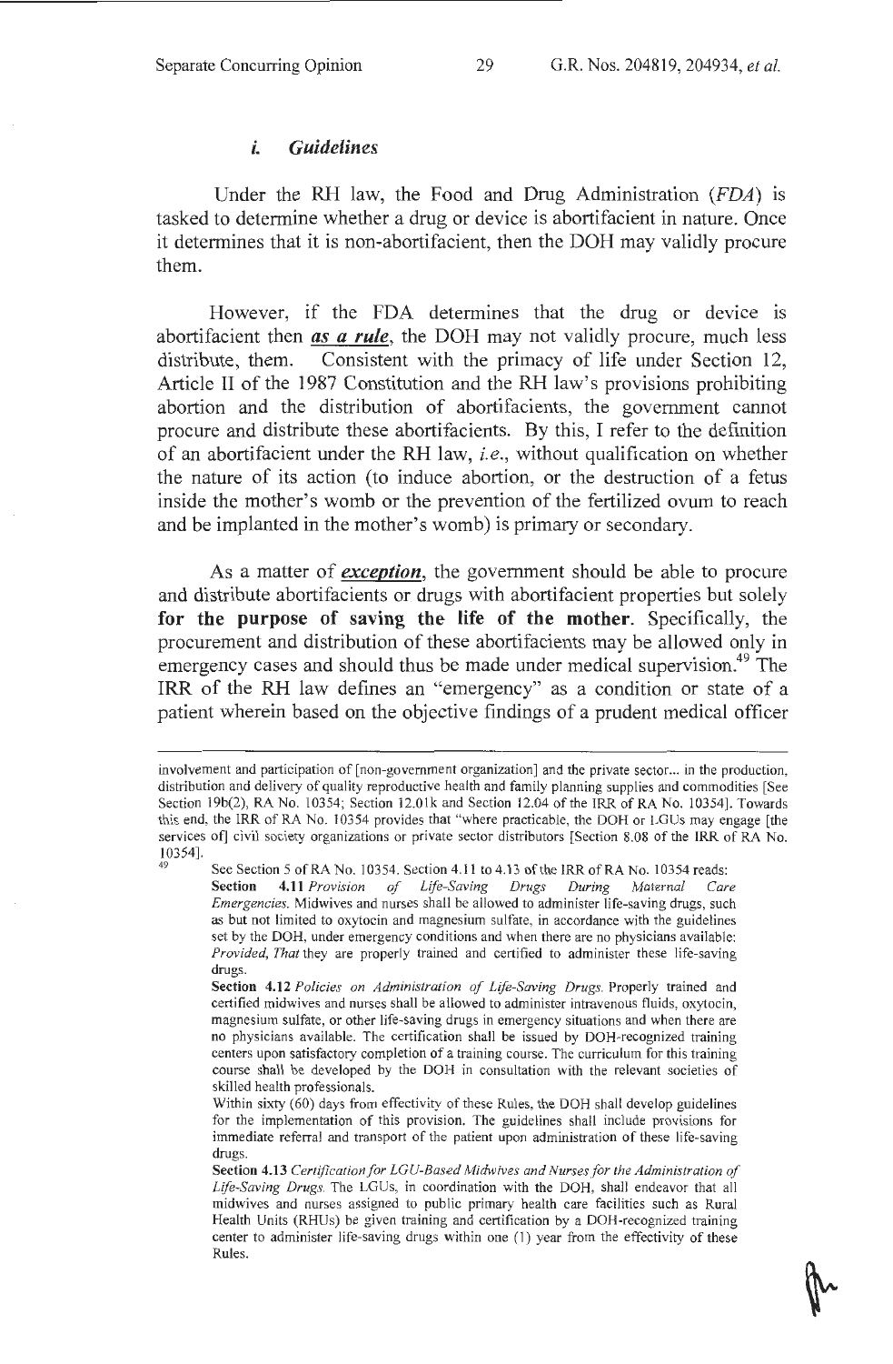### *i. Guidelines*

Under the RH law, the Food and Drug Administration (*FDA*) is tasked to determine whether a drug or device is abortifacient in nature. Once it determines that it is non-abortifacient, then the DOH may validly procure them.

However, if the FDA determines that the drug or device is abortifacient then ***as a rule***, the DOH may not validly procure, much less distribute, them. Consistent with the primacy of life under Section 12, Article II of the 1987 Constitution and the RH law's provisions prohibiting abortion and the distribution of abortifacients, the government cannot procure and distribute these abortifacients. By this, I refer to the definition of an abortifacient under the RH law, *i.e.*, without qualification on whether the nature of its action (to induce abortion, or the destruction of a fetus inside the mother's womb or the prevention of the fertilized ovum to reach and be implanted in the mother's womb) is primary or secondary.

As a matter of ***exception***, the government should be able to procure and distribute abortifacients or drugs with abortifacient properties but solely **for the purpose of saving the life of the mother**. Specifically, the procurement and distribution of these abortifacients may be allowed only in emergency cases and should thus be made under medical supervision.[49] The IRR of the RH law defines an "emergency" as a condition or state of a patient wherein based on the objective findings of a prudent medical officer

---

involvement and participation of [non-government organization] and the private sector... in the production, distribution and delivery of quality reproductive health and family planning supplies and commodities [See Section 19b(2), RA No. 10354; Section 12.01k and Section 12.04 of the IRR of RA No. 10354]. Towards this end, the IRR of RA No. 10354 provides that "where practicable, the DOH or LGUs may engage [the services of] civil society organizations or private sector distributors [Section 8.08 of the IRR of RA No. 10354].

[49] See Section 5 of RA No. 10354. Section 4.11 to 4.13 of the IRR of RA No. 10354 reads:

**Section 4.11** *Provision of Life-Saving Drugs During Maternal Care Emergencies.* Midwives and nurses shall be allowed to administer life-saving drugs, such as but not limited to oxytocin and magnesium sulfate, in accordance with the guidelines set by the DOH, under emergency conditions and when there are no physicians available: *Provided, That* they are properly trained and certified to administer these life-saving drugs.

**Section 4.12** *Policies on Administration of Life-Saving Drugs.* Properly trained and certified midwives and nurses shall be allowed to administer intravenous fluids, oxytocin, magnesium sulfate, or other life-saving drugs in emergency situations and when there are no physicians available. The certification shall be issued by DOH-recognized training centers upon satisfactory completion of a training course. The curriculum for this training course shall be developed by the DOH in consultation with the relevant societies of skilled health professionals.

Within sixty (60) days from effectivity of these Rules, the DOH shall develop guidelines for the implementation of this provision. The guidelines shall include provisions for immediate referral and transport of the patient upon administration of these life-saving drugs.

**Section 4.13** *Certification for LGU-Based Midwives and Nurses for the Administration of Life-Saving Drugs.* The LGUs, in coordination with the DOH, shall endeavor that all midwives and nurses assigned to public primary health care facilities such as Rural Health Units (RHUs) be given training and certification by a DOH-recognized training center to administer life-saving drugs within one (1) year from the effectivity of these Rules.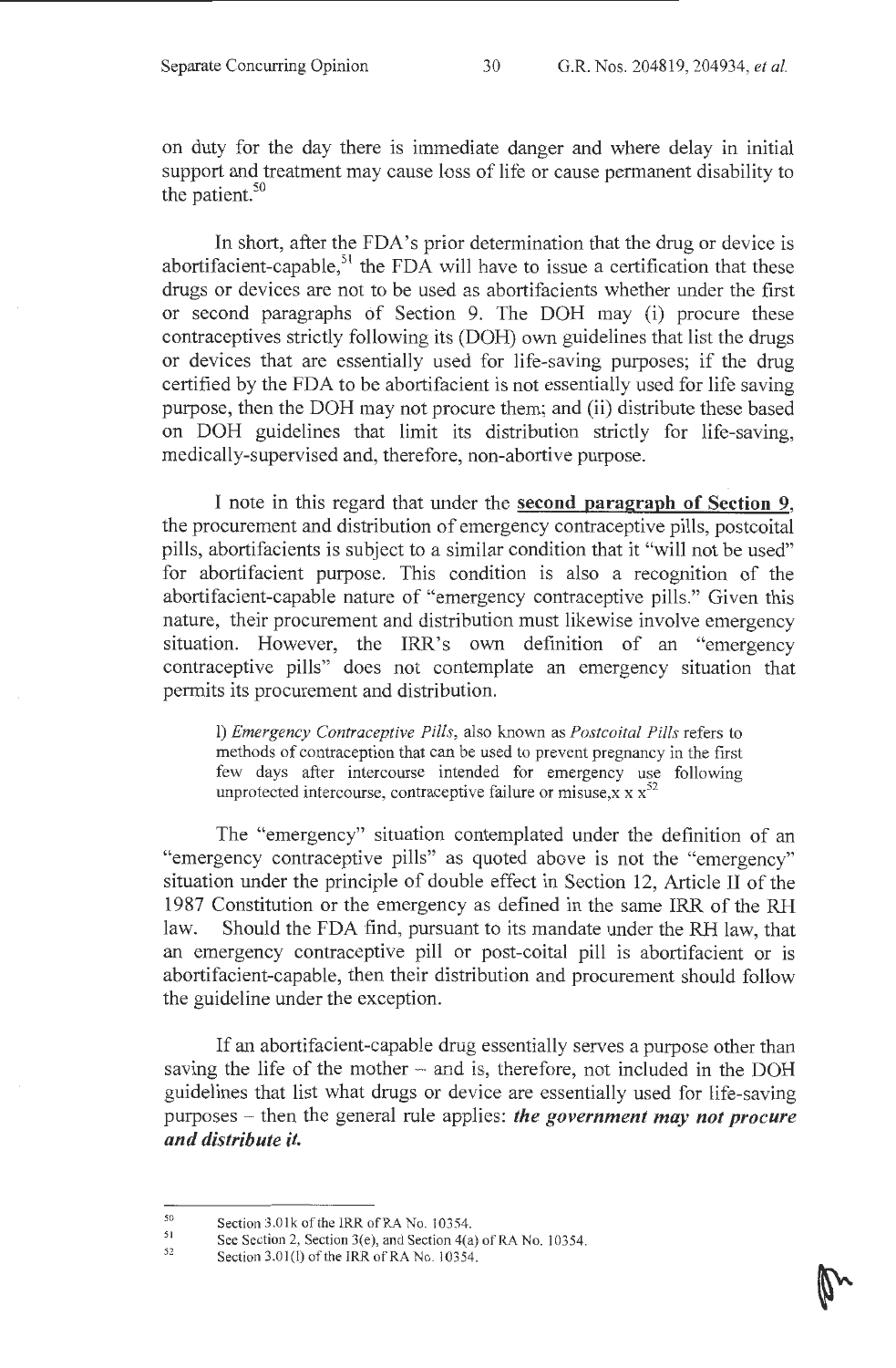on duty for the day there is immediate danger and where delay in initial support and treatment may cause loss of life or cause permanent disability to the patient.[50]

In short, after the FDA's prior determination that the drug or device is abortifacient-capable,[51] the FDA will have to issue a certification that these drugs or devices are not to be used as abortifacients whether under the first or second paragraphs of Section 9. The DOH may (i) procure these contraceptives strictly following its (DOH) own guidelines that list the drugs or devices that are essentially used for life-saving purposes; if the drug certified by the FDA to be abortifacient is not essentially used for life saving purpose, then the DOH may not procure them; and (ii) distribute these based on DOH guidelines that limit its distribution strictly for life-saving, medically-supervised and, therefore, non-abortive purpose.

I note in this regard that under the **second paragraph of Section 9**, the procurement and distribution of emergency contraceptive pills, postcoital pills, abortifacients is subject to a similar condition that it "will not be used" for abortifacient purpose. This condition is also a recognition of the abortifacient-capable nature of "emergency contraceptive pills." Given this nature, their procurement and distribution must likewise involve emergency situation. However, the IRR's own definition of an "emergency contraceptive pills" does not contemplate an emergency situation that permits its procurement and distribution.

> l) *Emergency Contraceptive Pills*, also known as *Postcoital Pills* refers to methods of contraception that can be used to prevent pregnancy in the first few days after intercourse intended for emergency use following unprotected intercourse, contraceptive failure or misuse,x x x[52]

The "emergency" situation contemplated under the definition of an "emergency contraceptive pills" as quoted above is not the "emergency" situation under the principle of double effect in Section 12, Article II of the 1987 Constitution or the emergency as defined in the same IRR of the RH law. Should the FDA find, pursuant to its mandate under the RH law, that an emergency contraceptive pill or post-coital pill is abortifacient or is abortifacient-capable, then their distribution and procurement should follow the guideline under the exception.

If an abortifacient-capable drug essentially serves a purpose other than saving the life of the mother – and is, therefore, not included in the DOH guidelines that list what drugs or device are essentially used for life-saving purposes – then the general rule applies: ***the government may not procure and distribute it.***

---

[50] Section 3.01k of the IRR of RA No. 10354.

[51] See Section 2, Section 3(e), and Section 4(a) of RA No. 10354.

[52] Section 3.01(l) of the IRR of RA No. 10354.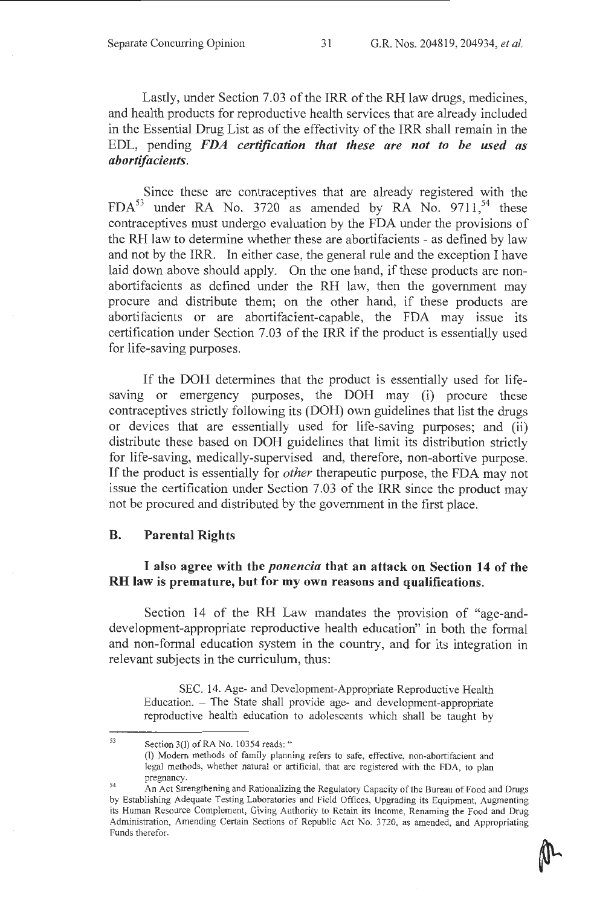Lastly, under Section 7.03 of the IRR of the RH law drugs, medicines, and health products for reproductive health services that are already included in the Essential Drug List as of the effectivity of the IRR shall remain in the EDL, pending ***FDA certification that these are not to be used as abortifacients***.

Since these are contraceptives that are already registered with the FDA[53] under RA No. 3720 as amended by RA No. 9711,[54] these contraceptives must undergo evaluation by the FDA under the provisions of the RH law to determine whether these are abortifacients - as defined by law and not by the IRR. In either case, the general rule and the exception I have laid down above should apply. On the one hand, if these products are non-abortifacients as defined under the RH law, then the government may procure and distribute them; on the other hand, if these products are abortifacients or are abortifacient-capable, the FDA may issue its certification under Section 7.03 of the IRR if the product is essentially used for life-saving purposes.

If the DOH determines that the product is essentially used for life-saving or emergency purposes, the DOH may (i) procure these contraceptives strictly following its (DOH) own guidelines that list the drugs or devices that are essentially used for life-saving purposes; and (ii) distribute these based on DOH guidelines that limit its distribution strictly for life-saving, medically-supervised and, therefore, non-abortive purpose. If the product is essentially for *other* therapeutic purpose, the FDA may not issue the certification under Section 7.03 of the IRR since the product may not be procured and distributed by the government in the first place.

## B. Parental Rights

**I also agree with the *ponencia* that an attack on Section 14 of the RH law is premature, but for my own reasons and qualifications.**

Section 14 of the RH Law mandates the provision of "age-and-development-appropriate reproductive health education" in both the formal and non-formal education system in the country, and for its integration in relevant subjects in the curriculum, thus:

> SEC. 14. Age- and Development-Appropriate Reproductive Health Education. – The State shall provide age- and development-appropriate reproductive health education to adolescents which shall be taught by

---

[53] Section 3(l) of RA No. 10354 reads: "
(l) Modern methods of family planning refers to safe, effective, non-abortifacient and legal methods, whether natural or artificial, that are registered with the FDA, to plan pregnancy.

[54] An Act Strengthening and Rationalizing the Regulatory Capacity of the Bureau of Food and Drugs by Establishing Adequate Testing Laboratories and Field Offices, Upgrading its Equipment, Augmenting its Human Resource Complement, Giving Authority to Retain its Income, Renaming the Food and Drug Administration, Amending Certain Sections of Republic Act No. 3720, as amended, and Appropriating Funds therefor.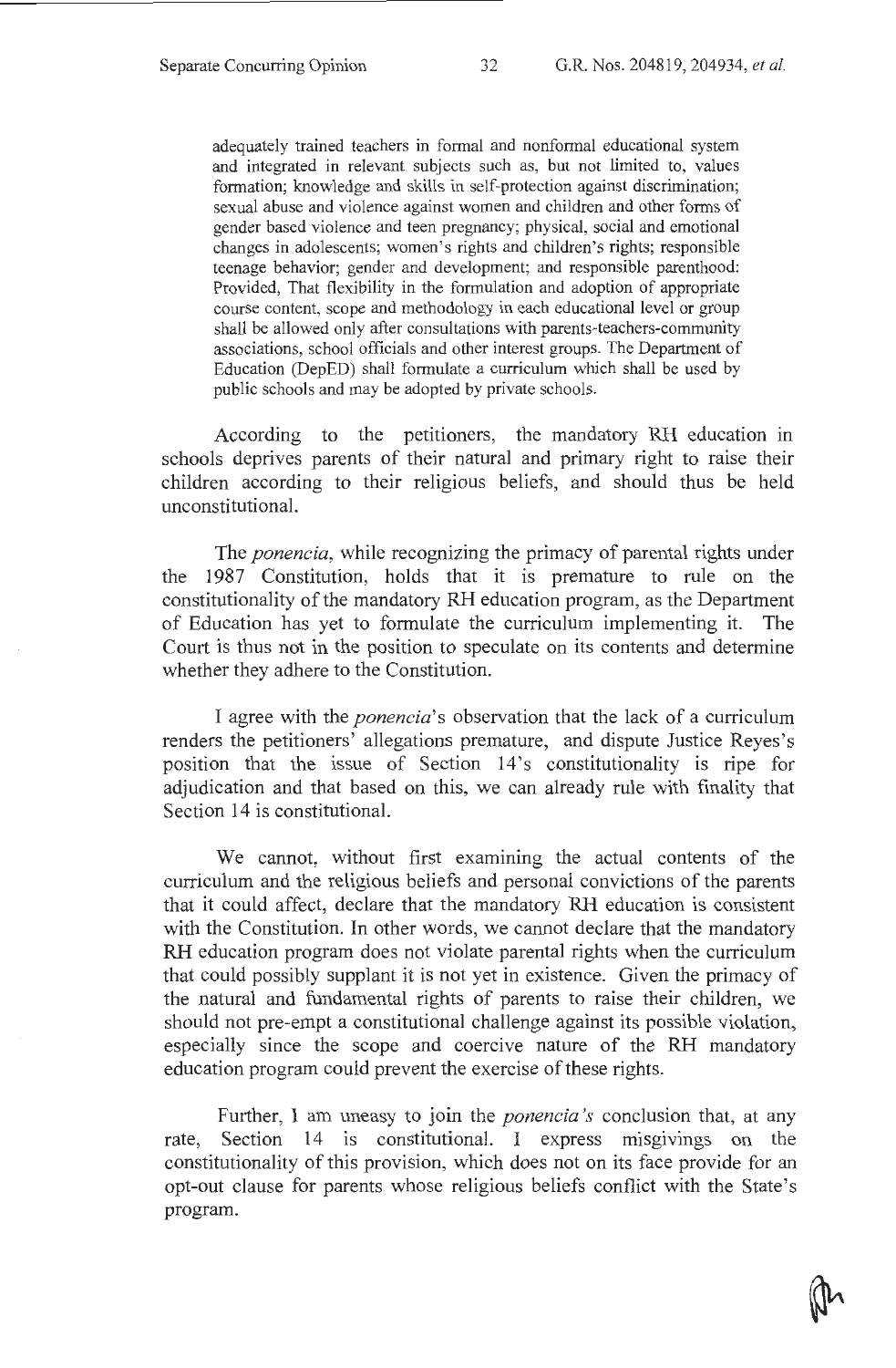> adequately trained teachers in formal and nonformal educational system and integrated in relevant subjects such as, but not limited to, values formation; knowledge and skills in self-protection against discrimination; sexual abuse and violence against women and children and other forms of gender based violence and teen pregnancy; physical, social and emotional changes in adolescents; women's rights and children's rights; responsible teenage behavior; gender and development; and responsible parenthood: Provided, That flexibility in the formulation and adoption of appropriate course content, scope and methodology in each educational level or group shall be allowed only after consultations with parents-teachers-community associations, school officials and other interest groups. The Department of Education (DepED) shall formulate a curriculum which shall be used by public schools and may be adopted by private schools.

According to the petitioners, the mandatory RH education in schools deprives parents of their natural and primary right to raise their children according to their religious beliefs, and should thus be held unconstitutional.

The *ponencia*, while recognizing the primacy of parental rights under the 1987 Constitution, holds that it is premature to rule on the constitutionality of the mandatory RH education program, as the Department of Education has yet to formulate the curriculum implementing it. The Court is thus not in the position to speculate on its contents and determine whether they adhere to the Constitution.

I agree with the *ponencia*'s observation that the lack of a curriculum renders the petitioners' allegations premature, and dispute Justice Reyes's position that the issue of Section 14's constitutionality is ripe for adjudication and that based on this, we can already rule with finality that Section 14 is constitutional.

We cannot, without first examining the actual contents of the curriculum and the religious beliefs and personal convictions of the parents that it could affect, declare that the mandatory RH education is consistent with the Constitution. In other words, we cannot declare that the mandatory RH education program does not violate parental rights when the curriculum that could possibly supplant it is not yet in existence. Given the primacy of the natural and fundamental rights of parents to raise their children, we should not pre-empt a constitutional challenge against its possible violation, especially since the scope and coercive nature of the RH mandatory education program could prevent the exercise of these rights.

Further, I am uneasy to join the *ponencia's* conclusion that, at any rate, Section 14 is constitutional. I express misgivings on the constitutionality of this provision, which does not on its face provide for an opt-out clause for parents whose religious beliefs conflict with the State's program.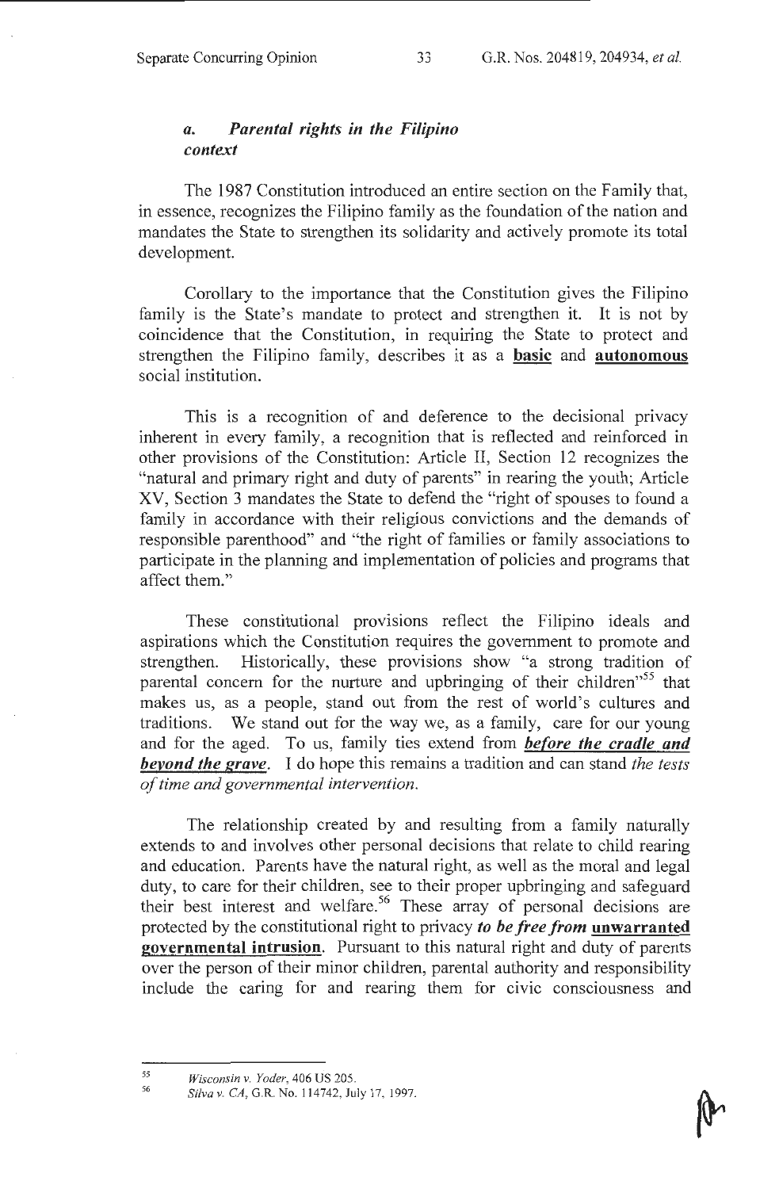### *a. Parental rights in the Filipino context*

The 1987 Constitution introduced an entire section on the Family that, in essence, recognizes the Filipino family as the foundation of the nation and mandates the State to strengthen its solidarity and actively promote its total development.

Corollary to the importance that the Constitution gives the Filipino family is the State's mandate to protect and strengthen it. It is not by coincidence that the Constitution, in requiring the State to protect and strengthen the Filipino family, describes it as a **basic** and **autonomous** social institution.

This is a recognition of and deference to the decisional privacy inherent in every family, a recognition that is reflected and reinforced in other provisions of the Constitution: Article II, Section 12 recognizes the "natural and primary right and duty of parents" in rearing the youth; Article XV, Section 3 mandates the State to defend the "right of spouses to found a family in accordance with their religious convictions and the demands of responsible parenthood" and "the right of families or family associations to participate in the planning and implementation of policies and programs that affect them."

These constitutional provisions reflect the Filipino ideals and aspirations which the Constitution requires the government to promote and strengthen. Historically, these provisions show "a strong tradition of parental concern for the nurture and upbringing of their children"[55] that makes us, as a people, stand out from the rest of world's cultures and traditions. We stand out for the way we, as a family, care for our young and for the aged. To us, family ties extend from ***before the cradle and beyond the grave***. I do hope this remains a tradition and can stand *the tests of time and governmental intervention.*

The relationship created by and resulting from a family naturally extends to and involves other personal decisions that relate to child rearing and education. Parents have the natural right, as well as the moral and legal duty, to care for their children, see to their proper upbringing and safeguard their best interest and welfare.[56] These array of personal decisions are protected by the constitutional right to privacy ***to be free from* unwarranted governmental intrusion**. Pursuant to this natural right and duty of parents over the person of their minor children, parental authority and responsibility include the caring for and rearing them for civic consciousness and

---

[55] *Wisconsin v. Yoder*, 406 US 205.

[56] *Silva v. CA*, G.R. No. 114742, July 17, 1997.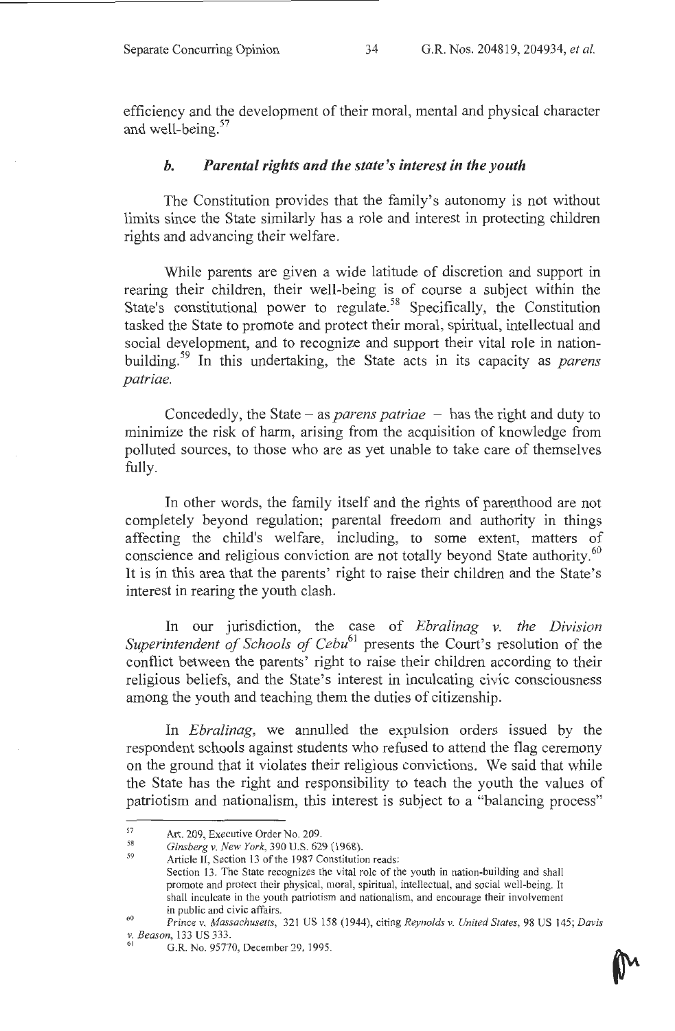efficiency and the development of their moral, mental and physical character and well-being.[57]

### *b. Parental rights and the state's interest in the youth*

The Constitution provides that the family's autonomy is not without limits since the State similarly has a role and interest in protecting children rights and advancing their welfare.

While parents are given a wide latitude of discretion and support in rearing their children, their well-being is of course a subject within the State's constitutional power to regulate.[58] Specifically, the Constitution tasked the State to promote and protect their moral, spiritual, intellectual and social development, and to recognize and support their vital role in nation-building.[59] In this undertaking, the State acts in its capacity as *parens patriae*.

Concededly, the State – as *parens patriae* – has the right and duty to minimize the risk of harm, arising from the acquisition of knowledge from polluted sources, to those who are as yet unable to take care of themselves fully.

In other words, the family itself and the rights of parenthood are not completely beyond regulation; parental freedom and authority in things affecting the child's welfare, including, to some extent, matters of conscience and religious conviction are not totally beyond State authority.[60] It is in this area that the parents' right to raise their children and the State's interest in rearing the youth clash.

In our jurisdiction, the case of *Ebralinag v. the Division Superintendent of Schools of Cebu*[61] presents the Court's resolution of the conflict between the parents' right to raise their children according to their religious beliefs, and the State's interest in inculcating civic consciousness among the youth and teaching them the duties of citizenship.

In *Ebralinag*, we annulled the expulsion orders issued by the respondent schools against students who refused to attend the flag ceremony on the ground that it violates their religious convictions. We said that while the State has the right and responsibility to teach the youth the values of patriotism and nationalism, this interest is subject to a "balancing process"

---

[57] Art. 209, Executive Order No. 209.

[58] *Ginsberg v. New York*, 390 U.S. 629 (1968).

[59] Article II, Section 13 of the 1987 Constitution reads:
Section 13. The State recognizes the vital role of the youth in nation-building and shall promote and protect their physical, moral, spiritual, intellectual, and social well-being. It shall inculcate in the youth patriotism and nationalism, and encourage their involvement in public and civic affairs.

[60] *Prince v. Massachusetts*, 321 US 158 (1944), citing *Reynolds v. United States*, 98 US 145; *Davis v. Beason*, 133 US 333.

[61] G.R. No. 95770, December 29, 1995.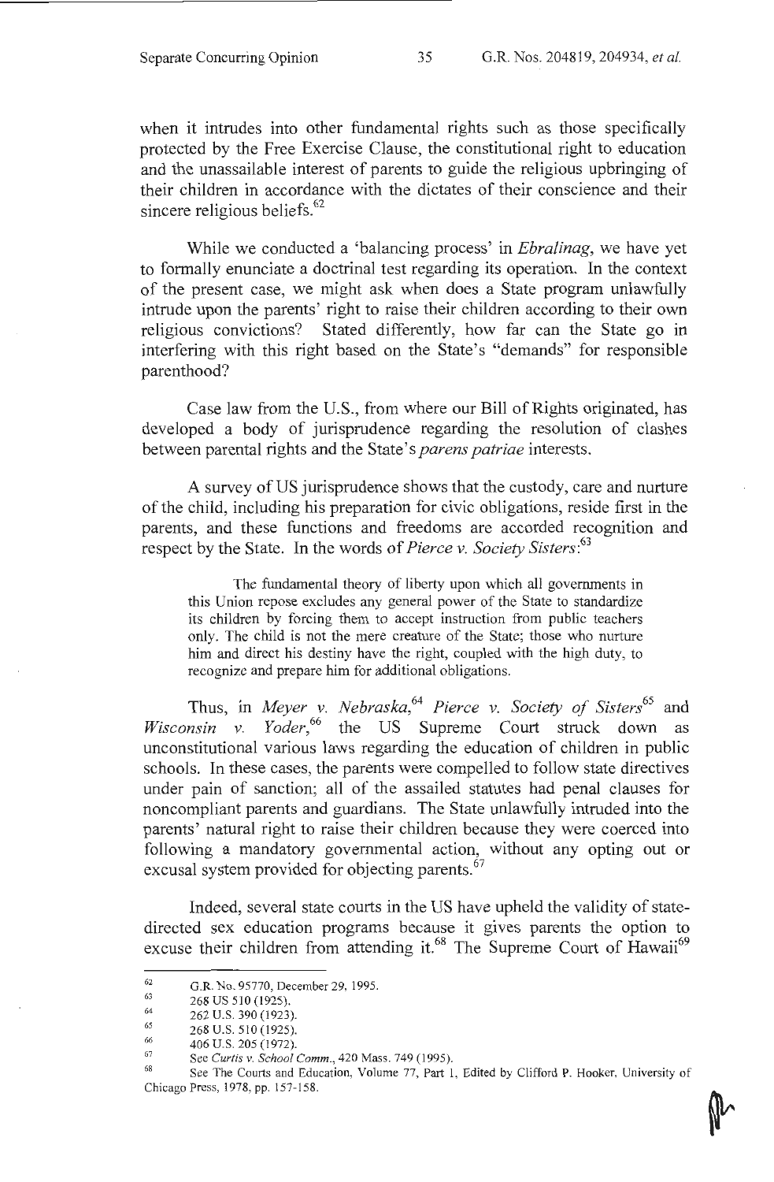when it intrudes into other fundamental rights such as those specifically protected by the Free Exercise Clause, the constitutional right to education and the unassailable interest of parents to guide the religious upbringing of their children in accordance with the dictates of their conscience and their sincere religious beliefs.[62]

While we conducted a 'balancing process' in *Ebralinag*, we have yet to formally enunciate a doctrinal test regarding its operation. In the context of the present case, we might ask when does a State program unlawfully intrude upon the parents' right to raise their children according to their own religious convictions? Stated differently, how far can the State go in interfering with this right based on the State's "demands" for responsible parenthood?

Case law from the U.S., from where our Bill of Rights originated, has developed a body of jurisprudence regarding the resolution of clashes between parental rights and the State's *parens patriae* interests.

A survey of US jurisprudence shows that the custody, care and nurture of the child, including his preparation for civic obligations, reside first in the parents, and these functions and freedoms are accorded recognition and respect by the State. In the words of *Pierce v. Society Sisters*:[63]

> The fundamental theory of liberty upon which all governments in this Union repose excludes any general power of the State to standardize its children by forcing them to accept instruction from public teachers only. The child is not the mere creature of the State; those who nurture him and direct his destiny have the right, coupled with the high duty, to recognize and prepare him for additional obligations.

Thus, in *Meyer v. Nebraska*,[64] *Pierce v. Society of Sisters*[65] and *Wisconsin v. Yoder*,[66] the US Supreme Court struck down as unconstitutional various laws regarding the education of children in public schools. In these cases, the parents were compelled to follow state directives under pain of sanction; all of the assailed statutes had penal clauses for noncompliant parents and guardians. The State unlawfully intruded into the parents' natural right to raise their children because they were coerced into following a mandatory governmental action, without any opting out or excusal system provided for objecting parents.[67]

Indeed, several state courts in the US have upheld the validity of state-directed sex education programs because it gives parents the option to excuse their children from attending it.[68] The Supreme Court of Hawaii[69]

---

[62] G.R. No. 95770, December 29, 1995.

[63] 268 US 510 (1925).

[64] 262 U.S. 390 (1923).

[65] 268 U.S. 510 (1925).

[66] 406 U.S. 205 (1972).

[67] See *Curtis v. School Comm.*, 420 Mass. 749 (1995).

[68] See The Courts and Education, Volume 77, Part 1, Edited by Clifford P. Hooker, University of Chicago Press, 1978, pp. 157-158.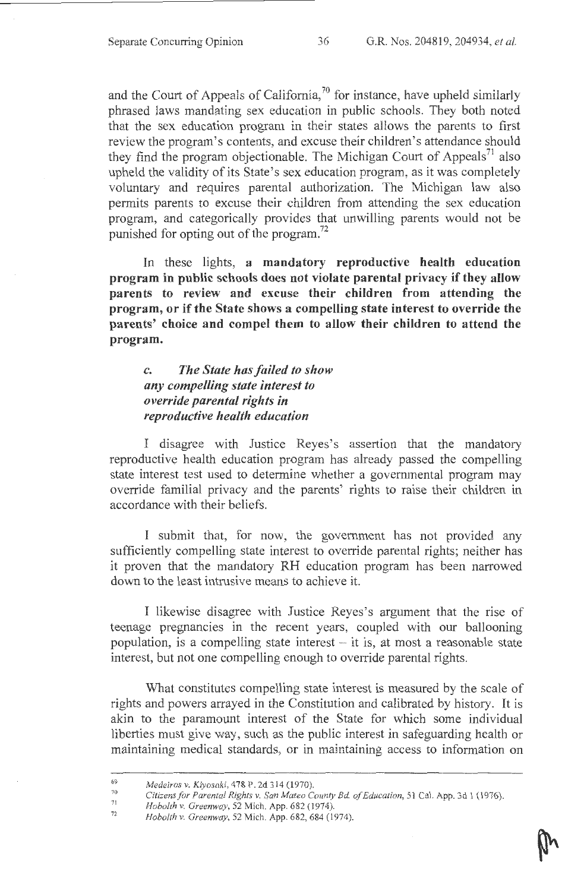and the Court of Appeals of California,[70] for instance, have upheld similarly phrased laws mandating sex education in public schools. They both noted that the sex education program in their states allows the parents to first review the program's contents, and excuse their children's attendance should they find the program objectionable. The Michigan Court of Appeals[71] also upheld the validity of its State's sex education program, as it was completely voluntary and requires parental authorization. The Michigan law also permits parents to excuse their children from attending the sex education program, and categorically provides that unwilling parents would not be punished for opting out of the program.[72]

In these lights, **a mandatory reproductive health education program in public schools does not violate parental privacy if they allow parents to review and excuse their children from attending the program, or if the State shows a compelling state interest to override the parents' choice and compel them to allow their children to attend the program.**

***c. The State has failed to show any compelling state interest to override parental rights in reproductive health education***

I disagree with Justice Reyes's assertion that the mandatory reproductive health education program has already passed the compelling state interest test used to determine whether a governmental program may override familial privacy and the parents' rights to raise their children in accordance with their beliefs.

I submit that, for now, the government has not provided any sufficiently compelling state interest to override parental rights; neither has it proven that the mandatory RH education program has been narrowed down to the least intrusive means to achieve it.

I likewise disagree with Justice Reyes's argument that the rise of teenage pregnancies in the recent years, coupled with our ballooning population, is a compelling state interest – it is, at most a reasonable state interest, but not one compelling enough to override parental rights.

What constitutes compelling state interest is measured by the scale of rights and powers arrayed in the Constitution and calibrated by history. It is akin to the paramount interest of the State for which some individual liberties must give way, such as the public interest in safeguarding health or maintaining medical standards, or in maintaining access to information on

---

[69] *Medeiros v. Kiyosaki*, 478 P. 2d 314 (1970).

[70] *Citizens for Parental Rights v. San Mateo County Bd. of Education*, 51 Cal. App. 3d 1 (1976).

[71] *Hobolth v. Greenway*, 52 Mich. App. 682 (1974).

[72] *Hobolth v. Greenway*, 52 Mich. App. 682, 684 (1974).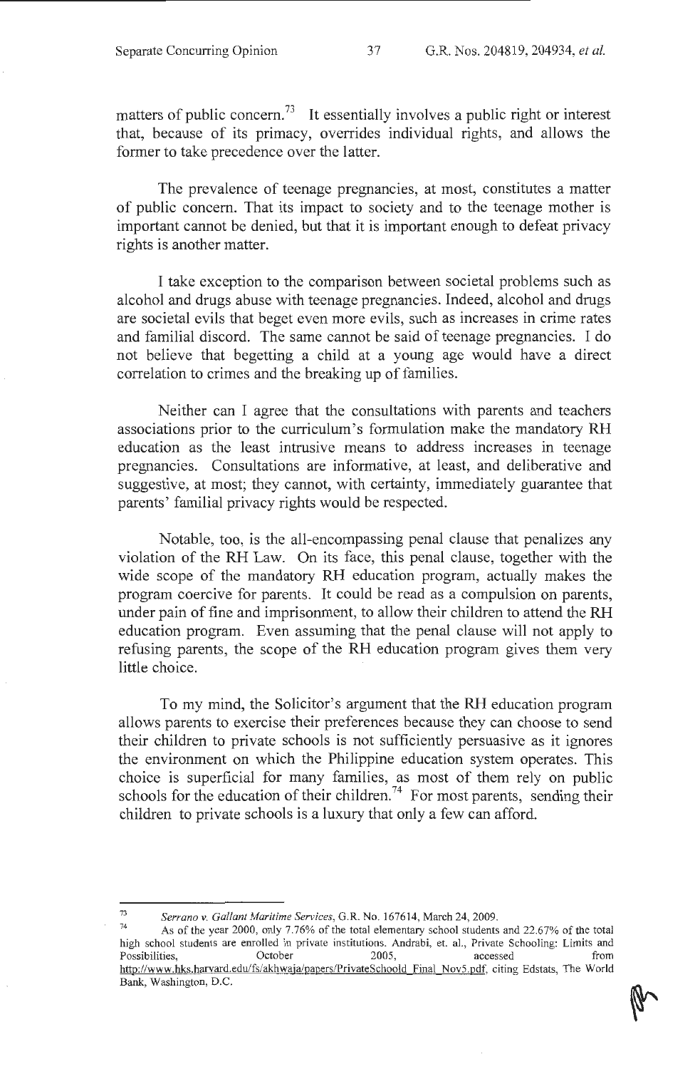matters of public concern.[73] It essentially involves a public right or interest that, because of its primacy, overrides individual rights, and allows the former to take precedence over the latter.

The prevalence of teenage pregnancies, at most, constitutes a matter of public concern. That its impact to society and to the teenage mother is important cannot be denied, but that it is important enough to defeat privacy rights is another matter.

I take exception to the comparison between societal problems such as alcohol and drugs abuse with teenage pregnancies. Indeed, alcohol and drugs are societal evils that beget even more evils, such as increases in crime rates and familial discord. The same cannot be said of teenage pregnancies. I do not believe that begetting a child at a young age would have a direct correlation to crimes and the breaking up of families.

Neither can I agree that the consultations with parents and teachers associations prior to the curriculum's formulation make the mandatory RH education as the least intrusive means to address increases in teenage pregnancies. Consultations are informative, at least, and deliberative and suggestive, at most; they cannot, with certainty, immediately guarantee that parents' familial privacy rights would be respected.

Notable, too, is the all-encompassing penal clause that penalizes any violation of the RH Law. On its face, this penal clause, together with the wide scope of the mandatory RH education program, actually makes the program coercive for parents. It could be read as a compulsion on parents, under pain of fine and imprisonment, to allow their children to attend the RH education program. Even assuming that the penal clause will not apply to refusing parents, the scope of the RH education program gives them very little choice.

To my mind, the Solicitor's argument that the RH education program allows parents to exercise their preferences because they can choose to send their children to private schools is not sufficiently persuasive as it ignores the environment on which the Philippine education system operates. This choice is superficial for many families, as most of them rely on public schools for the education of their children.[74] For most parents, sending their children to private schools is a luxury that only a few can afford.

---

[73] *Serrano v. Gallant Maritime Services*, G.R. No. 167614, March 24, 2009.

[74] As of the year 2000, only 7.76% of the total elementary school students and 22.67% of the total high school students are enrolled in private institutions. Andrabi, et. al., Private Schooling: Limits and Possibilities, October 2005, accessed from http://www.hks.harvard.edu/fs/akhwaja/papers/PrivateSchoold_Final_Nov5.pdf, citing Edstats, The World Bank, Washington, D.C.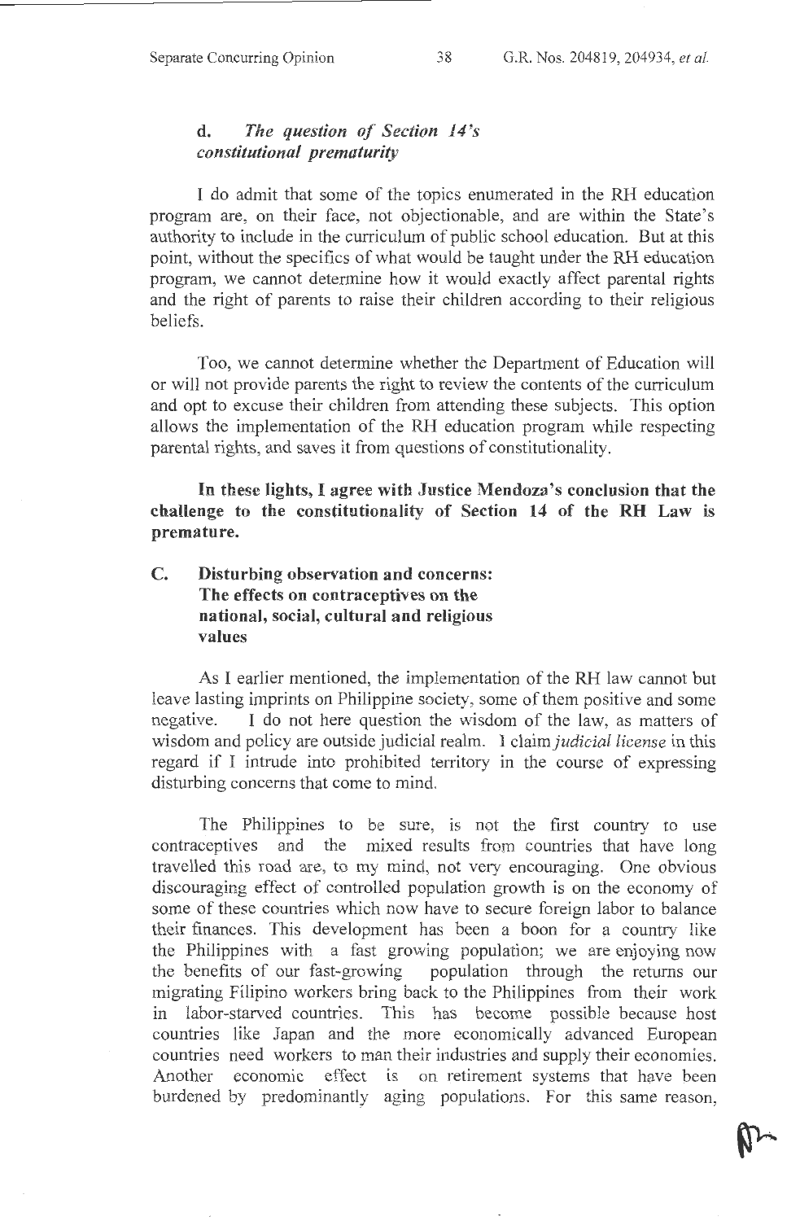### d. *The question of Section 14's constitutional prematurity*

I do admit that some of the topics enumerated in the RH education program are, on their face, not objectionable, and are within the State's authority to include in the curriculum of public school education. But at this point, without the specifics of what would be taught under the RH education program, we cannot determine how it would exactly affect parental rights and the right of parents to raise their children according to their religious beliefs.

Too, we cannot determine whether the Department of Education will or will not provide parents the right to review the contents of the curriculum and opt to excuse their children from attending these subjects. This option allows the implementation of the RH education program while respecting parental rights, and saves it from questions of constitutionality.

**In these lights, I agree with Justice Mendoza's conclusion that the challenge to the constitutionality of Section 14 of the RH Law is premature.**

## C. Disturbing observation and concerns: The effects on contraceptives on the national, social, cultural and religious values

As I earlier mentioned, the implementation of the RH law cannot but leave lasting imprints on Philippine society, some of them positive and some negative. I do not here question the wisdom of the law, as matters of wisdom and policy are outside judicial realm. I claim *judicial license* in this regard if I intrude into prohibited territory in the course of expressing disturbing concerns that come to mind.

The Philippines to be sure, is not the first country to use contraceptives and the mixed results from countries that have long travelled this road are, to my mind, not very encouraging. One obvious discouraging effect of controlled population growth is on the economy of some of these countries which now have to secure foreign labor to balance their finances. This development has been a boon for a country like the Philippines with a fast growing population; we are enjoying now the benefits of our fast-growing population through the returns our migrating Filipino workers bring back to the Philippines from their work in labor-starved countries. This has become possible because host countries like Japan and the more economically advanced European countries need workers to man their industries and supply their economies. Another economic effect is on retirement systems that have been burdened by predominantly aging populations. For this same reason,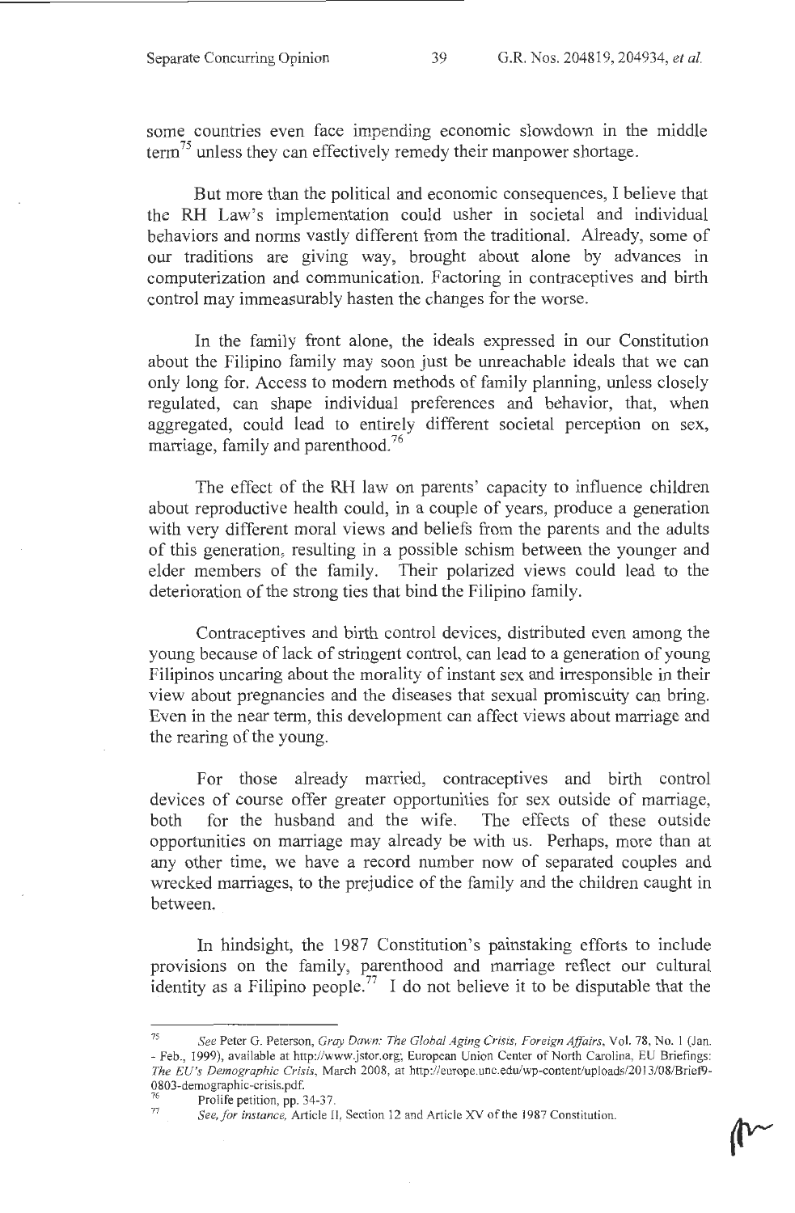some countries even face impending economic slowdown in the middle term[75] unless they can effectively remedy their manpower shortage.

But more than the political and economic consequences, I believe that the RH Law's implementation could usher in societal and individual behaviors and norms vastly different from the traditional. Already, some of our traditions are giving way, brought about alone by advances in computerization and communication. Factoring in contraceptives and birth control may immeasurably hasten the changes for the worse.

In the family front alone, the ideals expressed in our Constitution about the Filipino family may soon just be unreachable ideals that we can only long for. Access to modern methods of family planning, unless closely regulated, can shape individual preferences and behavior, that, when aggregated, could lead to entirely different societal perception on sex, marriage, family and parenthood.[76]

The effect of the RH law on parents' capacity to influence children about reproductive health could, in a couple of years, produce a generation with very different moral views and beliefs from the parents and the adults of this generation, resulting in a possible schism between the younger and elder members of the family. Their polarized views could lead to the deterioration of the strong ties that bind the Filipino family.

Contraceptives and birth control devices, distributed even among the young because of lack of stringent control, can lead to a generation of young Filipinos uncaring about the morality of instant sex and irresponsible in their view about pregnancies and the diseases that sexual promiscuity can bring. Even in the near term, this development can affect views about marriage and the rearing of the young.

For those already married, contraceptives and birth control devices of course offer greater opportunities for sex outside of marriage, both for the husband and the wife. The effects of these outside opportunities on marriage may already be with us. Perhaps, more than at any other time, we have a record number now of separated couples and wrecked marriages, to the prejudice of the family and the children caught in between.

In hindsight, the 1987 Constitution's painstaking efforts to include provisions on the family, parenthood and marriage reflect our cultural identity as a Filipino people.[77] I do not believe it to be disputable that the

---

[75] *See* Peter G. Peterson, *Gray Dawn: The Global Aging Crisis, Foreign Affairs*, Vol. 78, No. 1 (Jan. - Feb., 1999), available at http://www.jstor.org; European Union Center of North Carolina, EU Briefings: *The EU's Demographic Crisis*, March 2008, at http://europe.unc.edu/wp-content/uploads/2013/08/Brief9-0803-demographic-crisis.pdf.

[76] Prolife petition, pp. 34-37.

[77] *See, for instance,* Article II, Section 12 and Article XV of the 1987 Constitution.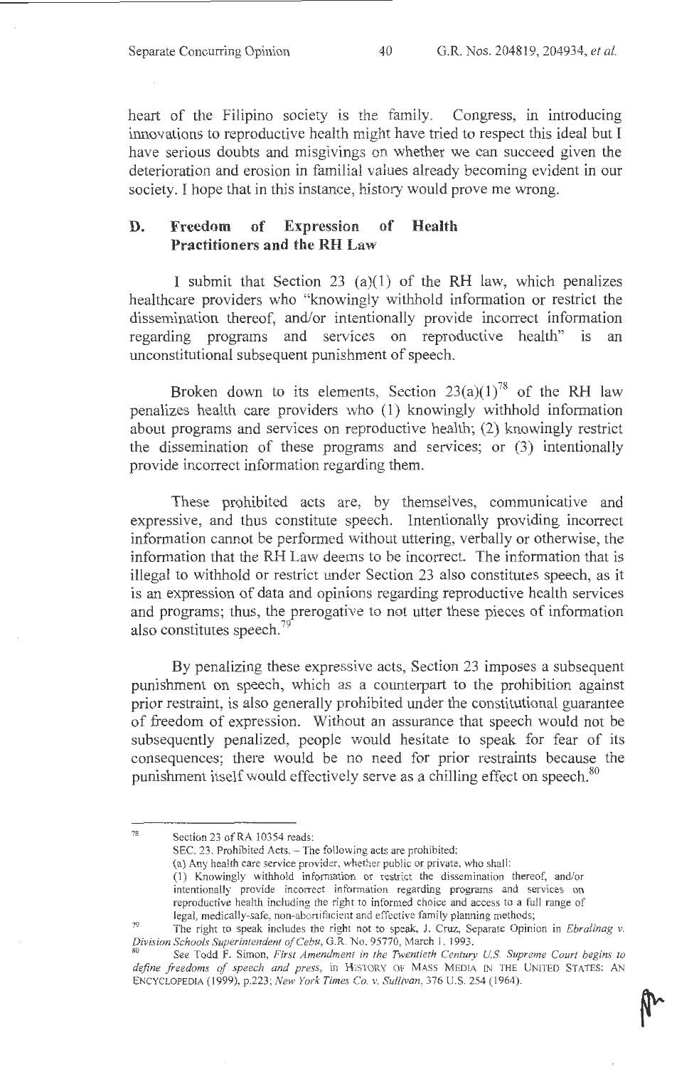heart of the Filipino society is the family. Congress, in introducing innovations to reproductive health might have tried to respect this ideal but I have serious doubts and misgivings on whether we can succeed given the deterioration and erosion in familial values already becoming evident in our society. I hope that in this instance, history would prove me wrong.

## D. Freedom of Expression of Health Practitioners and the RH Law

I submit that Section 23 (a)(1) of the RH law, which penalizes healthcare providers who "knowingly withhold information or restrict the dissemination thereof, and/or intentionally provide incorrect information regarding programs and services on reproductive health" is an unconstitutional subsequent punishment of speech.

Broken down to its elements, Section 23(a)(1)[78] of the RH law penalizes health care providers who (1) knowingly withhold information about programs and services on reproductive health; (2) knowingly restrict the dissemination of these programs and services; or (3) intentionally provide incorrect information regarding them.

These prohibited acts are, by themselves, communicative and expressive, and thus constitute speech. Intentionally providing incorrect information cannot be performed without uttering, verbally or otherwise, the information that the RH Law deems to be incorrect. The information that is illegal to withhold or restrict under Section 23 also constitutes speech, as it is an expression of data and opinions regarding reproductive health services and programs; thus, the prerogative to not utter these pieces of information also constitutes speech.[79]

By penalizing these expressive acts, Section 23 imposes a subsequent punishment on speech, which as a counterpart to the prohibition against prior restraint, is also generally prohibited under the constitutional guarantee of freedom of expression. Without an assurance that speech would not be subsequently penalized, people would hesitate to speak for fear of its consequences; there would be no need for prior restraints because the punishment itself would effectively serve as a chilling effect on speech.[80]

---

[78] Section 23 of RA 10354 reads:
SEC. 23. Prohibited Acts. – The following acts are prohibited:
(a) Any health care service provider, whether public or private, who shall:
(1) Knowingly withhold information or restrict the dissemination thereof, and/or intentionally provide incorrect information regarding programs and services on reproductive health including the right to informed choice and access to a full range of legal, medically-safe, non-abortifacient and effective family planning methods;

[79] The right to speak includes the right not to speak, J. Cruz, Separate Opinion in *Ebralinag v. Division Schools Superintendent of Cebu*, G.R. No. 95770, March 1, 1993.

[80] *See* Todd F. Simon, *First Amendment in the Twentieth Century U.S. Supreme Court begins to define freedoms of speech and press*, in HISTORY OF MASS MEDIA IN THE UNITED STATES: AN ENCYCLOPEDIA (1999), p.223; *New York Times Co. v. Sullivan*, 376 U.S. 254 (1964).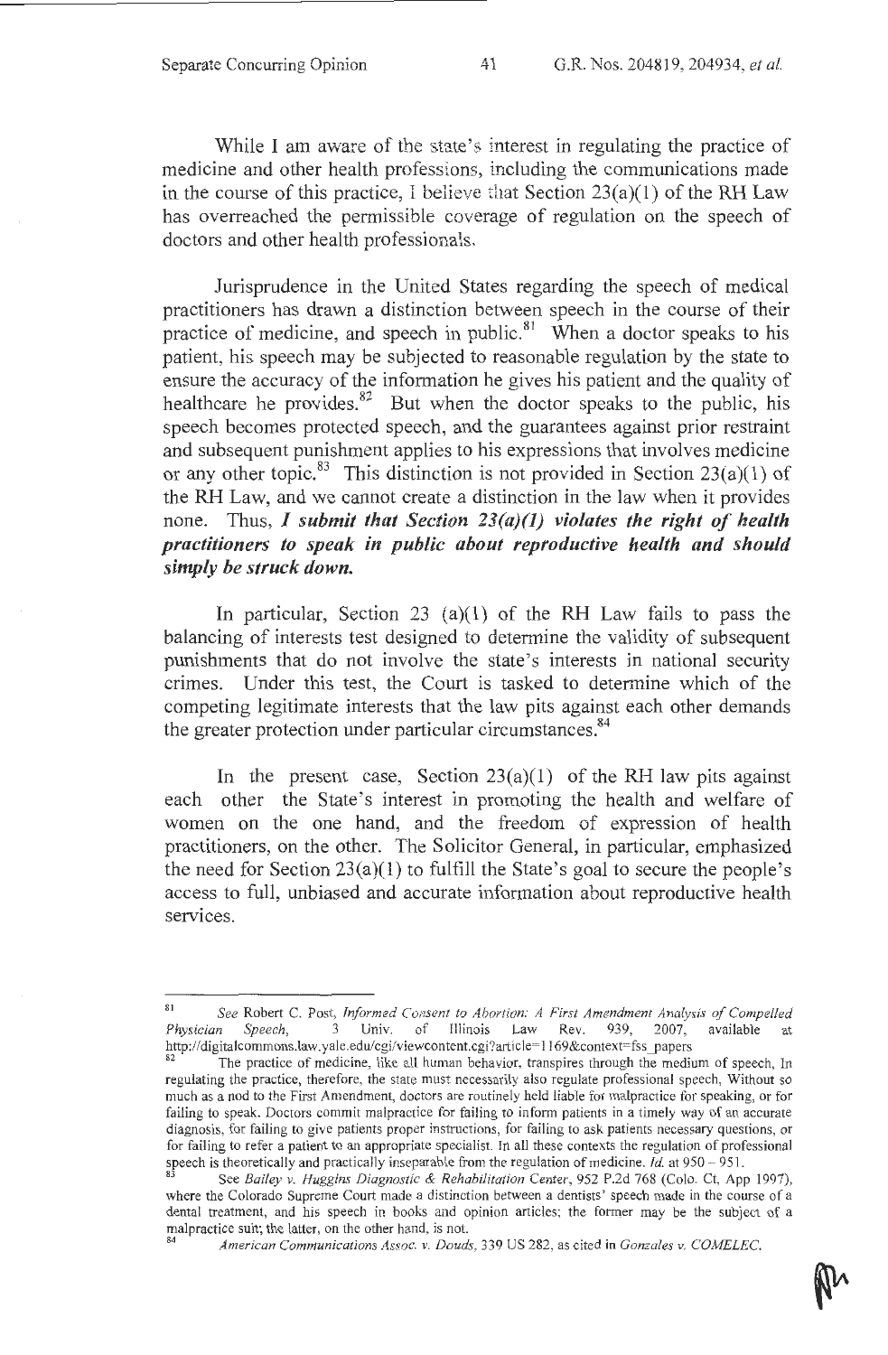While I am aware of the state's interest in regulating the practice of medicine and other health professions, including the communications made in the course of this practice, I believe that Section 23(a)(1) of the RH Law has overreached the permissible coverage of regulation on the speech of doctors and other health professionals.

Jurisprudence in the United States regarding the speech of medical practitioners has drawn a distinction between speech in the course of their practice of medicine, and speech in public.[81] When a doctor speaks to his patient, his speech may be subjected to reasonable regulation by the state to ensure the accuracy of the information he gives his patient and the quality of healthcare he provides.[82] But when the doctor speaks to the public, his speech becomes protected speech, and the guarantees against prior restraint and subsequent punishment applies to his expressions that involves medicine or any other topic.[83] This distinction is not provided in Section 23(a)(1) of the RH Law, and we cannot create a distinction in the law when it provides none. Thus, ***I submit that Section 23(a)(1) violates the right of health practitioners to speak in public about reproductive health and should simply be struck down.***

In particular, Section 23 (a)(1) of the RH Law fails to pass the balancing of interests test designed to determine the validity of subsequent punishments that do not involve the state's interests in national security crimes. Under this test, the Court is tasked to determine which of the competing legitimate interests that the law pits against each other demands the greater protection under particular circumstances.[84]

In the present case, Section 23(a)(1) of the RH law pits against each other the State's interest in promoting the health and welfare of women on the one hand, and the freedom of expression of health practitioners, on the other. The Solicitor General, in particular, emphasized the need for Section 23(a)(1) to fulfill the State's goal to secure the people's access to full, unbiased and accurate information about reproductive health services.

---

[81] *See* Robert C. Post, *Informed Consent to Abortion: A First Amendment Analysis of Compelled Physician Speech*, 3 Univ. of Illinois Law Rev. 939, 2007, available at http://digitalcommons.law.yale.edu/cgi/viewcontent.cgi?article=1169&context=fss_papers

[82] The practice of medicine, like all human behavior, transpires through the medium of speech. In regulating the practice, therefore, the state must necessarily also regulate professional speech. Without so much as a nod to the First Amendment, doctors are routinely held liable for malpractice for speaking, or for failing to speak. Doctors commit malpractice for failing to inform patients in a timely way of an accurate diagnosis, for failing to give patients proper instructions, for failing to ask patients necessary questions, or for failing to refer a patient to an appropriate specialist. In all these contexts the regulation of professional speech is theoretically and practically inseparable from the regulation of medicine. *Id.* at 950 – 951.

[83] See *Bailey v. Huggins Diagnostic & Rehabilitation Center*, 952 P.2d 768 (Colo. Ct. App 1997), where the Colorado Supreme Court made a distinction between a dentists' speech made in the course of a dental treatment, and his speech in books and opinion articles; the former may be the subject of a malpractice suit; the latter, on the other hand, is not.

[84] *American Communications Assoc. v. Douds*, 339 US 282, as cited in *Gonzales v. COMELEC*.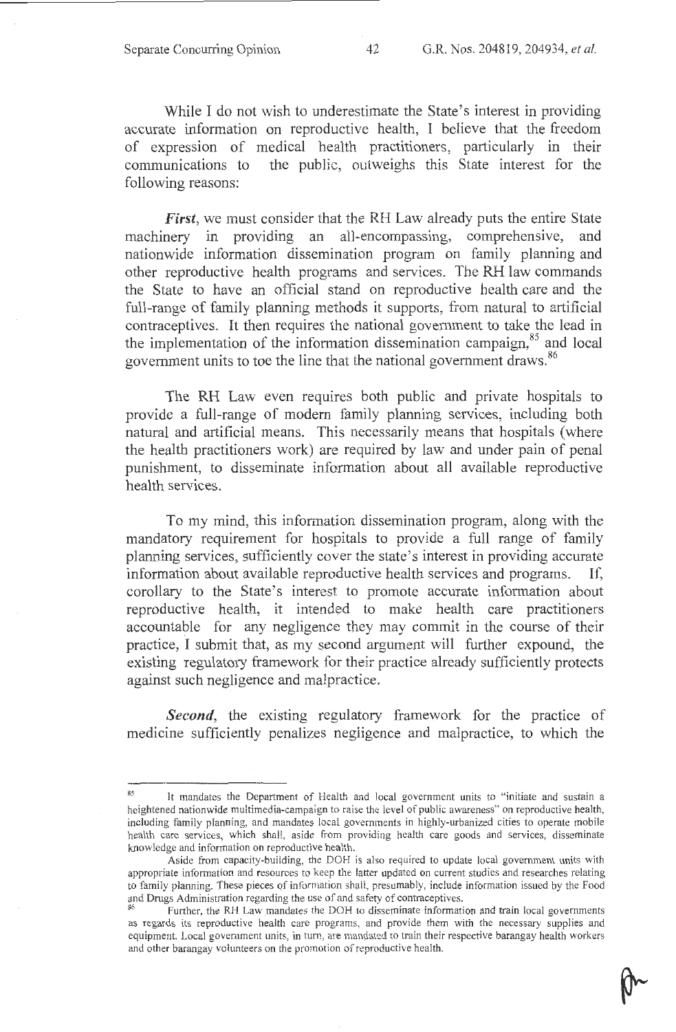While I do not wish to underestimate the State's interest in providing accurate information on reproductive health, I believe that the freedom of expression of medical health practitioners, particularly in their communications to the public, outweighs this State interest for the following reasons:

***First***, we must consider that the RH Law already puts the entire State machinery in providing an all-encompassing, comprehensive, and nationwide information dissemination program on family planning and other reproductive health programs and services. The RH law commands the State to have an official stand on reproductive health care and the full-range of family planning methods it supports, from natural to artificial contraceptives. It then requires the national government to take the lead in the implementation of the information dissemination campaign,[85] and local government units to toe the line that the national government draws.[86]

The RH Law even requires both public and private hospitals to provide a full-range of modern family planning services, including both natural and artificial means. This necessarily means that hospitals (where the health practitioners work) are required by law and under pain of penal punishment, to disseminate information about all available reproductive health services.

To my mind, this information dissemination program, along with the mandatory requirement for hospitals to provide a full range of family planning services, sufficiently cover the state's interest in providing accurate information about available reproductive health services and programs. If, corollary to the State's interest to promote accurate information about reproductive health, it intended to make health care practitioners accountable for any negligence they may commit in the course of their practice, I submit that, as my second argument will further expound, the existing regulatory framework for their practice already sufficiently protects against such negligence and malpractice.

***Second***, the existing regulatory framework for the practice of medicine sufficiently penalizes negligence and malpractice, to which the

---

[85] It mandates the Department of Health and local government units to "initiate and sustain a heightened nationwide multimedia-campaign to raise the level of public awareness" on reproductive health, including family planning, and mandates local governments in highly-urbanized cities to operate mobile health care services, which shall, aside from providing health care goods and services, disseminate knowledge and information on reproductive health.

Aside from capacity-building, the DOH is also required to update local government units with appropriate information and resources to keep the latter updated on current studies and researches relating to family planning. These pieces of information shall, presumably, include information issued by the Food and Drugs Administration regarding the use of and safety of contraceptives.

[86] Further, the RH Law mandates the DOH to disseminate information and train local governments as regards its reproductive health care programs, and provide them with the necessary supplies and equipment. Local government units, in turn, are mandated to train their respective barangay health workers and other barangay volunteers on the promotion of reproductive health.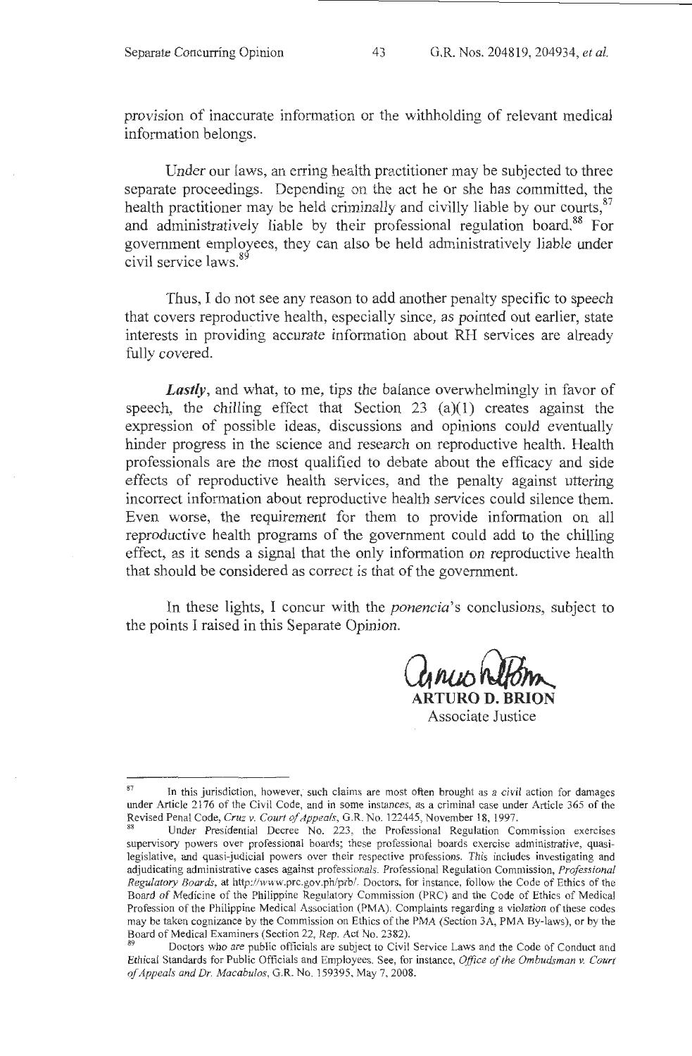provision of inaccurate information or the withholding of relevant medical information belongs.

Under our laws, an erring health practitioner may be subjected to three separate proceedings. Depending on the act he or she has committed, the health practitioner may be held criminally and civilly liable by our courts,[87] and administratively liable by their professional regulation board.[88] For government employees, they can also be held administratively liable under civil service laws.[89]

Thus, I do not see any reason to add another penalty specific to speech that covers reproductive health, especially since, as pointed out earlier, state interests in providing accurate information about RH services are already fully covered.

***Lastly***, and what, to me, tips the balance overwhelmingly in favor of speech, the chilling effect that Section 23 (a)(1) creates against the expression of possible ideas, discussions and opinions could eventually hinder progress in the science and research on reproductive health. Health professionals are the most qualified to debate about the efficacy and side effects of reproductive health services, and the penalty against uttering incorrect information about reproductive health services could silence them. Even worse, the requirement for them to provide information on all reproductive health programs of the government could add to the chilling effect, as it sends a signal that the only information on reproductive health that should be considered as correct is that of the government.

In these lights, I concur with the *ponencia*'s conclusions, subject to the points I raised in this Separate Opinion.

**ARTURO D. BRION**
Associate Justice

---

[87] In this jurisdiction, however, such claims are most often brought as a civil action for damages under Article 2176 of the Civil Code, and in some instances, as a criminal case under Article 365 of the Revised Penal Code, *Cruz v. Court of Appeals*, G.R. No. 122445, November 18, 1997.

[88] Under Presidential Decree No. 223, the Professional Regulation Commission exercises supervisory powers over professional boards; these professional boards exercise administrative, quasi-legislative, and quasi-judicial powers over their respective professions. This includes investigating and adjudicating administrative cases against professionals. Professional Regulation Commission, *Professional Regulatory Boards*, at http://www.prc.gov.ph/prb/. Doctors, for instance, follow the Code of Ethics of the Board of Medicine of the Philippine Regulatory Commission (PRC) and the Code of Ethics of Medical Profession of the Philippine Medical Association (PMA). Complaints regarding a violation of these codes may be taken cognizance by the Commission on Ethics of the PMA (Section 3A, PMA By-laws), or by the Board of Medical Examiners (Section 22, *Rep.* Act No. 2382).

[89] Doctors who are public officials are subject to Civil Service Laws and the Code of Conduct and Ethical Standards for Public Officials and Employees. See, for instance, *Office of the Ombudsman v. Court of Appeals and Dr. Macabulos*, G.R. No. 159395, May 7, 2008.